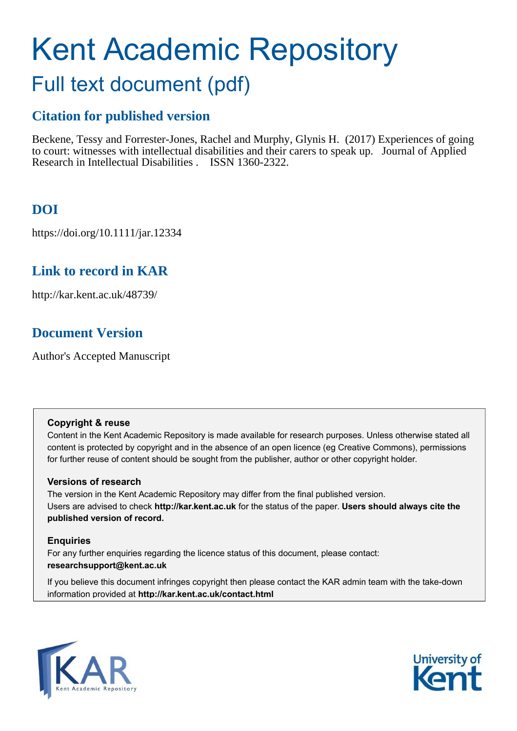# Kent Academic Repository

## Full text document (pdf)

### Citation for published version

Beckene, Tessy and Forrester-Jones, Rachel and Murphy, Glynis H. (2017) Experiences of going to court: witnesses with intellectual disabilities and their carers to speak up. Journal of Applied Research in Intellectual Disabilities . ISSN 1360-2322.

### DOI

https://doi.org/10.1111/jar.12334

### Link to record in KAR

http://kar.kent.ac.uk/48739/

### Document Version

Author's Accepted Manuscript

**Copyright & reuse**

Content in the Kent Academic Repository is made available for research purposes. Unless otherwise stated all content is protected by copyright and in the absence of an open licence (eg Creative Commons), permissions for further reuse of content should be sought from the publisher, author or other copyright holder.

**Versions of research**

The version in the Kent Academic Repository may differ from the final published version.
Users are advised to check **http://kar.kent.ac.uk** for the status of the paper. **Users should always cite the published version of record.**

**Enquiries**

For any further enquiries regarding the licence status of this document, please contact:
**researchsupport@kent.ac.uk**

If you believe this document infringes copyright then please contact the KAR admin team with the take-down information provided at **http://kar.kent.ac.uk/contact.html**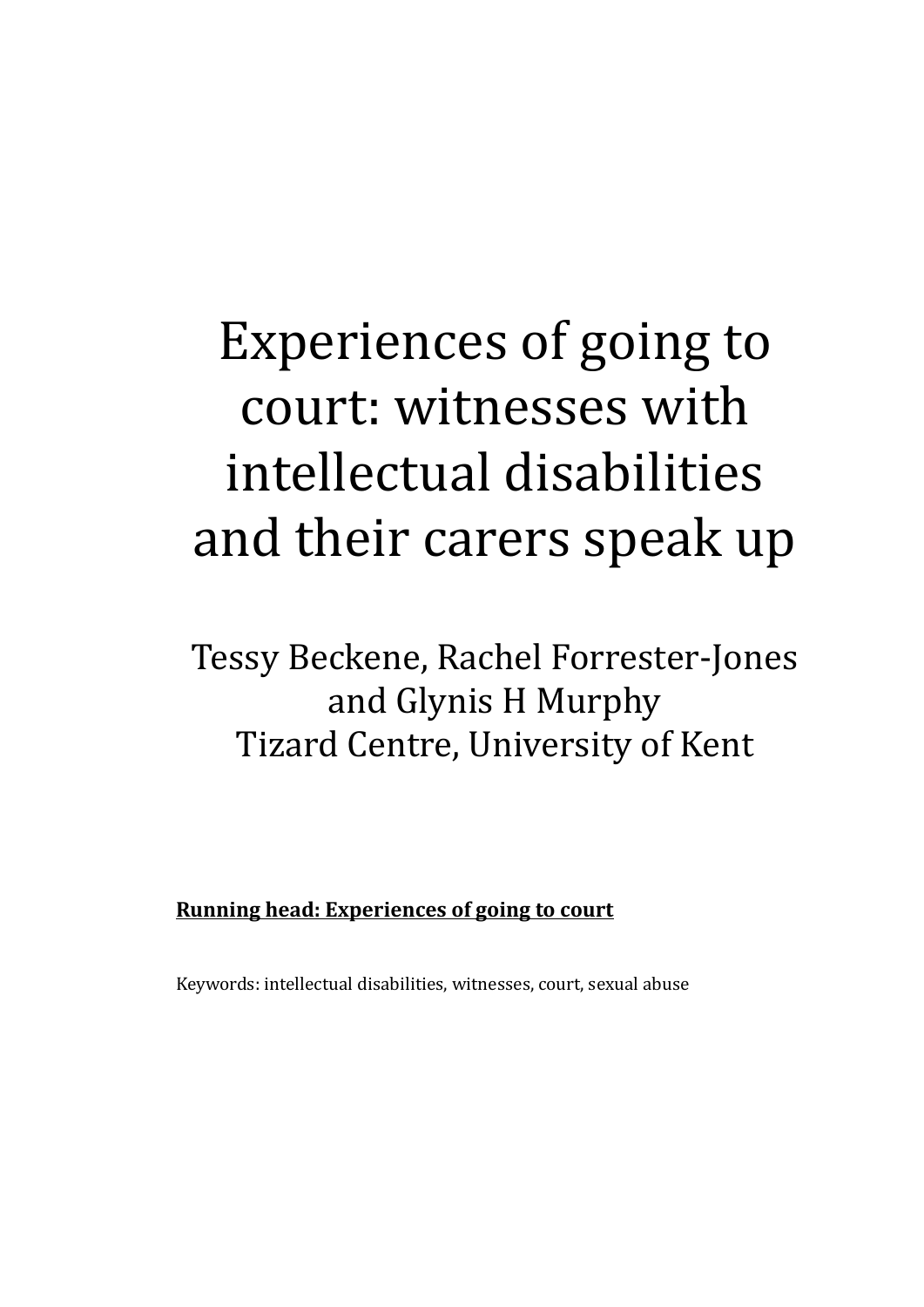# Experiences of going to court: witnesses with intellectual disabilities and their carers speak up

Tessy Beckene, Rachel Forrester-Jones and Glynis H Murphy
Tizard Centre, University of Kent

**Running head: Experiences of going to court**

Keywords: intellectual disabilities, witnesses, court, sexual abuse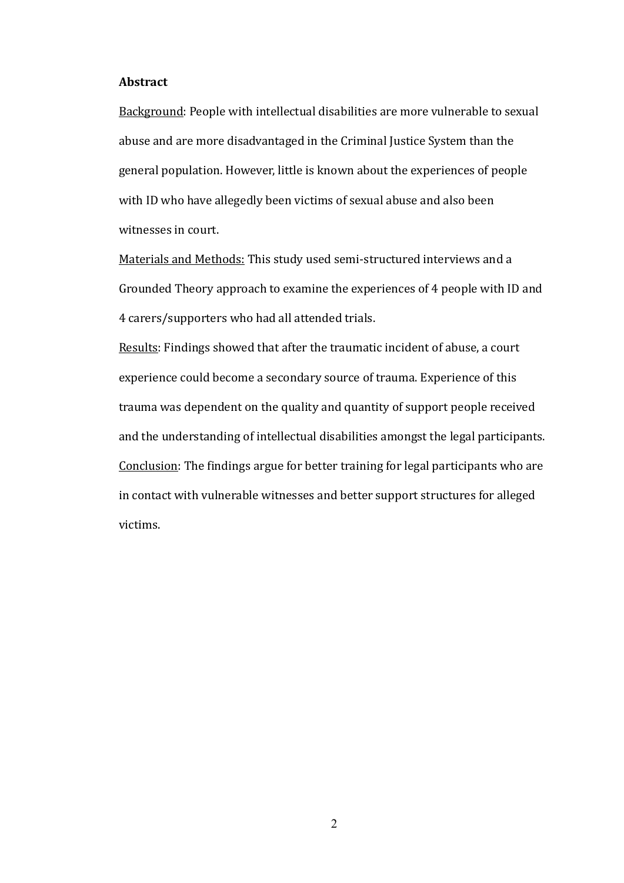**Abstract**

<u>Background</u>: People with intellectual disabilities are more vulnerable to sexual abuse and are more disadvantaged in the Criminal Justice System than the general population. However, little is known about the experiences of people with ID who have allegedly been victims of sexual abuse and also been witnesses in court.

<u>Materials and Methods:</u> This study used semi-structured interviews and a Grounded Theory approach to examine the experiences of 4 people with ID and 4 carers/supporters who had all attended trials.

<u>Results</u>: Findings showed that after the traumatic incident of abuse, a court experience could become a secondary source of trauma. Experience of this trauma was dependent on the quality and quantity of support people received and the understanding of intellectual disabilities amongst the legal participants.

<u>Conclusion</u>: The findings argue for better training for legal participants who are in contact with vulnerable witnesses and better support structures for alleged victims.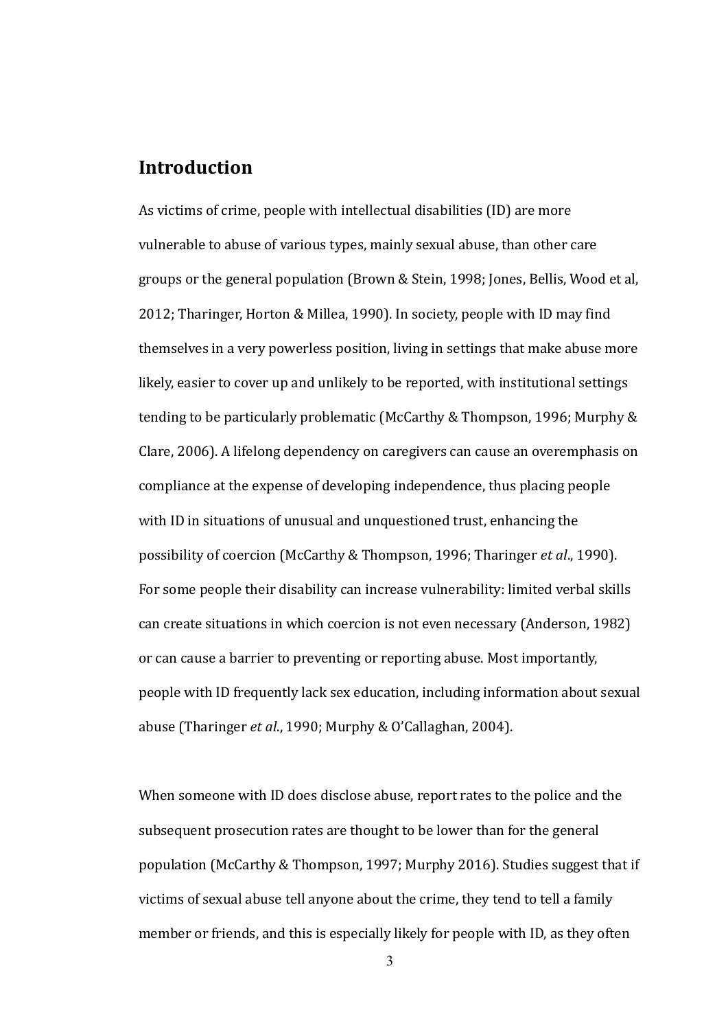## Introduction

As victims of crime, people with intellectual disabilities (ID) are more vulnerable to abuse of various types, mainly sexual abuse, than other care groups or the general population (Brown & Stein, 1998; Jones, Bellis, Wood et al, 2012; Tharinger, Horton & Millea, 1990). In society, people with ID may find themselves in a very powerless position, living in settings that make abuse more likely, easier to cover up and unlikely to be reported, with institutional settings tending to be particularly problematic (McCarthy & Thompson, 1996; Murphy & Clare, 2006). A lifelong dependency on caregivers can cause an overemphasis on compliance at the expense of developing independence, thus placing people with ID in situations of unusual and unquestioned trust, enhancing the possibility of coercion (McCarthy & Thompson, 1996; Tharinger *et al*., 1990). For some people their disability can increase vulnerability: limited verbal skills can create situations in which coercion is not even necessary (Anderson, 1982) or can cause a barrier to preventing or reporting abuse. Most importantly, people with ID frequently lack sex education, including information about sexual abuse (Tharinger *et al*., 1990; Murphy & O'Callaghan, 2004).

When someone with ID does disclose abuse, report rates to the police and the subsequent prosecution rates are thought to be lower than for the general population (McCarthy & Thompson, 1997; Murphy 2016). Studies suggest that if victims of sexual abuse tell anyone about the crime, they tend to tell a family member or friends, and this is especially likely for people with ID, as they often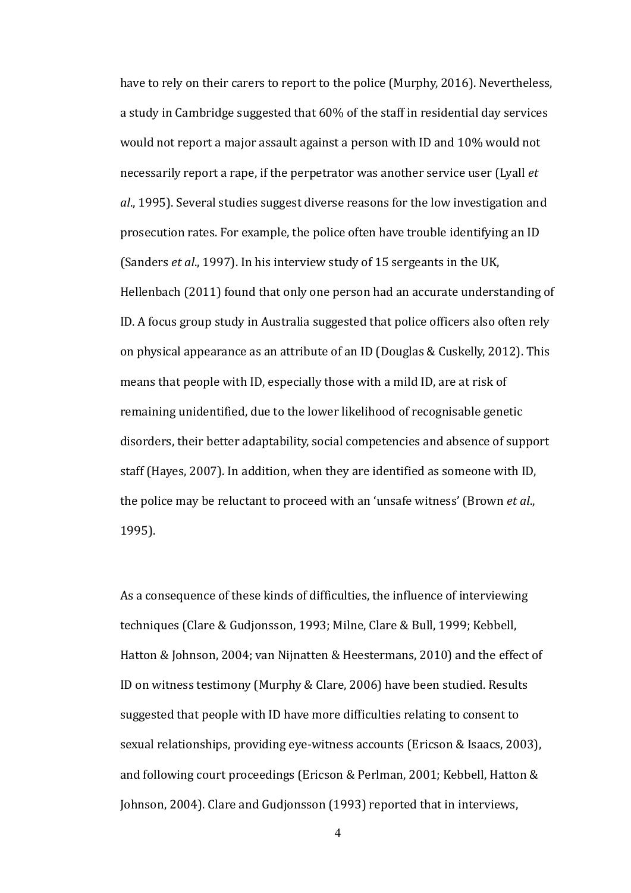have to rely on their carers to report to the police (Murphy, 2016). Nevertheless, a study in Cambridge suggested that 60% of the staff in residential day services would not report a major assault against a person with ID and 10% would not necessarily report a rape, if the perpetrator was another service user (Lyall *et al*., 1995). Several studies suggest diverse reasons for the low investigation and prosecution rates. For example, the police often have trouble identifying an ID (Sanders *et al*., 1997). In his interview study of 15 sergeants in the UK, Hellenbach (2011) found that only one person had an accurate understanding of ID. A focus group study in Australia suggested that police officers also often rely on physical appearance as an attribute of an ID (Douglas & Cuskelly, 2012). This means that people with ID, especially those with a mild ID, are at risk of remaining unidentified, due to the lower likelihood of recognisable genetic disorders, their better adaptability, social competencies and absence of support staff (Hayes, 2007). In addition, when they are identified as someone with ID, the police may be reluctant to proceed with an 'unsafe witness' (Brown *et al*., 1995).

As a consequence of these kinds of difficulties, the influence of interviewing techniques (Clare & Gudjonsson, 1993; Milne, Clare & Bull, 1999; Kebbell, Hatton & Johnson, 2004; van Nijnatten & Heestermans, 2010) and the effect of ID on witness testimony (Murphy & Clare, 2006) have been studied. Results suggested that people with ID have more difficulties relating to consent to sexual relationships, providing eye-witness accounts (Ericson & Isaacs, 2003), and following court proceedings (Ericson & Perlman, 2001; Kebbell, Hatton & Johnson, 2004). Clare and Gudjonsson (1993) reported that in interviews,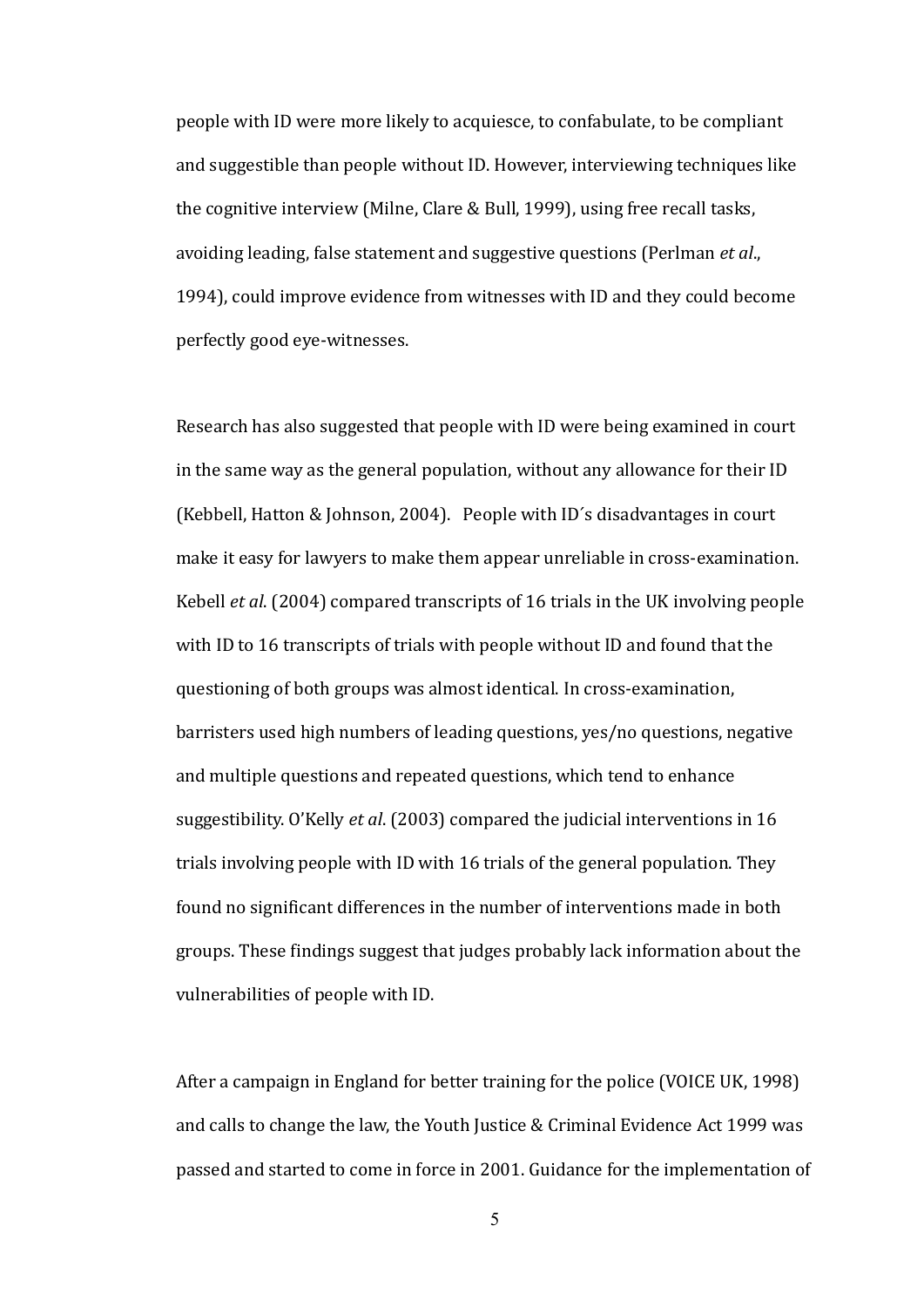people with ID were more likely to acquiesce, to confabulate, to be compliant and suggestible than people without ID. However, interviewing techniques like the cognitive interview (Milne, Clare & Bull, 1999), using free recall tasks, avoiding leading, false statement and suggestive questions (Perlman *et al*., 1994), could improve evidence from witnesses with ID and they could become perfectly good eye-witnesses.

Research has also suggested that people with ID were being examined in court in the same way as the general population, without any allowance for their ID (Kebbell, Hatton & Johnson, 2004). People with ID´s disadvantages in court make it easy for lawyers to make them appear unreliable in cross-examination. Kebell *et al*. (2004) compared transcripts of 16 trials in the UK involving people with ID to 16 transcripts of trials with people without ID and found that the questioning of both groups was almost identical. In cross-examination, barristers used high numbers of leading questions, yes/no questions, negative and multiple questions and repeated questions, which tend to enhance suggestibility. O'Kelly *et al*. (2003) compared the judicial interventions in 16 trials involving people with ID with 16 trials of the general population. They found no significant differences in the number of interventions made in both groups. These findings suggest that judges probably lack information about the vulnerabilities of people with ID.

After a campaign in England for better training for the police (VOICE UK, 1998) and calls to change the law, the Youth Justice & Criminal Evidence Act 1999 was passed and started to come in force in 2001. Guidance for the implementation of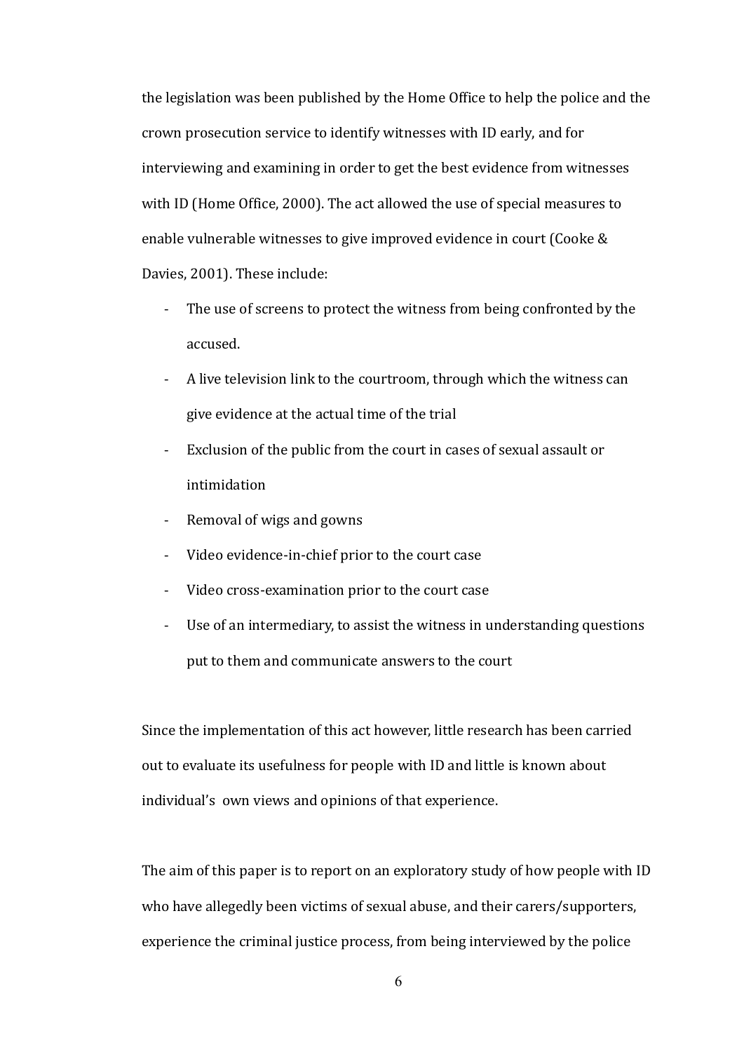the legislation was been published by the Home Office to help the police and the crown prosecution service to identify witnesses with ID early, and for interviewing and examining in order to get the best evidence from witnesses with ID (Home Office, 2000). The act allowed the use of special measures to enable vulnerable witnesses to give improved evidence in court (Cooke & Davies, 2001). These include:

- The use of screens to protect the witness from being confronted by the accused.
- A live television link to the courtroom, through which the witness can give evidence at the actual time of the trial
- Exclusion of the public from the court in cases of sexual assault or intimidation
- Removal of wigs and gowns
- Video evidence-in-chief prior to the court case
- Video cross-examination prior to the court case
- Use of an intermediary, to assist the witness in understanding questions put to them and communicate answers to the court

Since the implementation of this act however, little research has been carried out to evaluate its usefulness for people with ID and little is known about individual's own views and opinions of that experience.

The aim of this paper is to report on an exploratory study of how people with ID who have allegedly been victims of sexual abuse, and their carers/supporters, experience the criminal justice process, from being interviewed by the police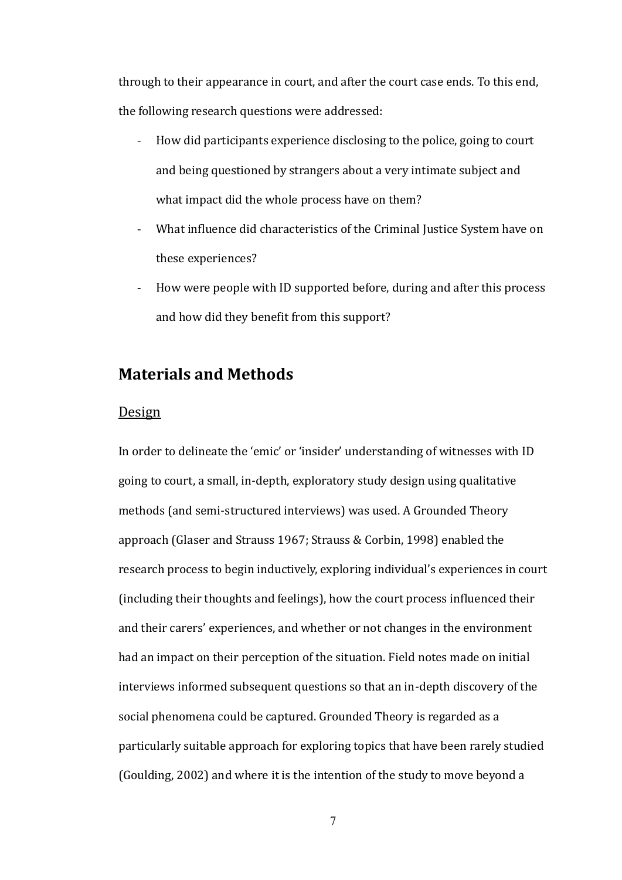through to their appearance in court, and after the court case ends. To this end, the following research questions were addressed:

- How did participants experience disclosing to the police, going to court and being questioned by strangers about a very intimate subject and what impact did the whole process have on them?
- What influence did characteristics of the Criminal Justice System have on these experiences?
- How were people with ID supported before, during and after this process and how did they benefit from this support?

## Materials and Methods

### Design

In order to delineate the 'emic' or 'insider' understanding of witnesses with ID going to court, a small, in-depth, exploratory study design using qualitative methods (and semi-structured interviews) was used. A Grounded Theory approach (Glaser and Strauss 1967; Strauss & Corbin, 1998) enabled the research process to begin inductively, exploring individual's experiences in court (including their thoughts and feelings), how the court process influenced their and their carers' experiences, and whether or not changes in the environment had an impact on their perception of the situation. Field notes made on initial interviews informed subsequent questions so that an in-depth discovery of the social phenomena could be captured. Grounded Theory is regarded as a particularly suitable approach for exploring topics that have been rarely studied (Goulding, 2002) and where it is the intention of the study to move beyond a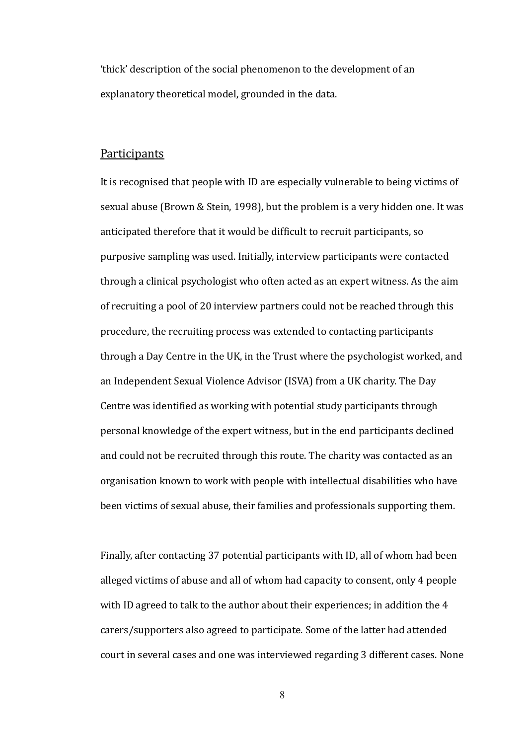'thick' description of the social phenomenon to the development of an explanatory theoretical model, grounded in the data.

## Participants

It is recognised that people with ID are especially vulnerable to being victims of sexual abuse (Brown & Stein, 1998), but the problem is a very hidden one. It was anticipated therefore that it would be difficult to recruit participants, so purposive sampling was used. Initially, interview participants were contacted through a clinical psychologist who often acted as an expert witness. As the aim of recruiting a pool of 20 interview partners could not be reached through this procedure, the recruiting process was extended to contacting participants through a Day Centre in the UK, in the Trust where the psychologist worked, and an Independent Sexual Violence Advisor (ISVA) from a UK charity. The Day Centre was identified as working with potential study participants through personal knowledge of the expert witness, but in the end participants declined and could not be recruited through this route. The charity was contacted as an organisation known to work with people with intellectual disabilities who have been victims of sexual abuse, their families and professionals supporting them.

Finally, after contacting 37 potential participants with ID, all of whom had been alleged victims of abuse and all of whom had capacity to consent, only 4 people with ID agreed to talk to the author about their experiences; in addition the 4 carers/supporters also agreed to participate. Some of the latter had attended court in several cases and one was interviewed regarding 3 different cases. None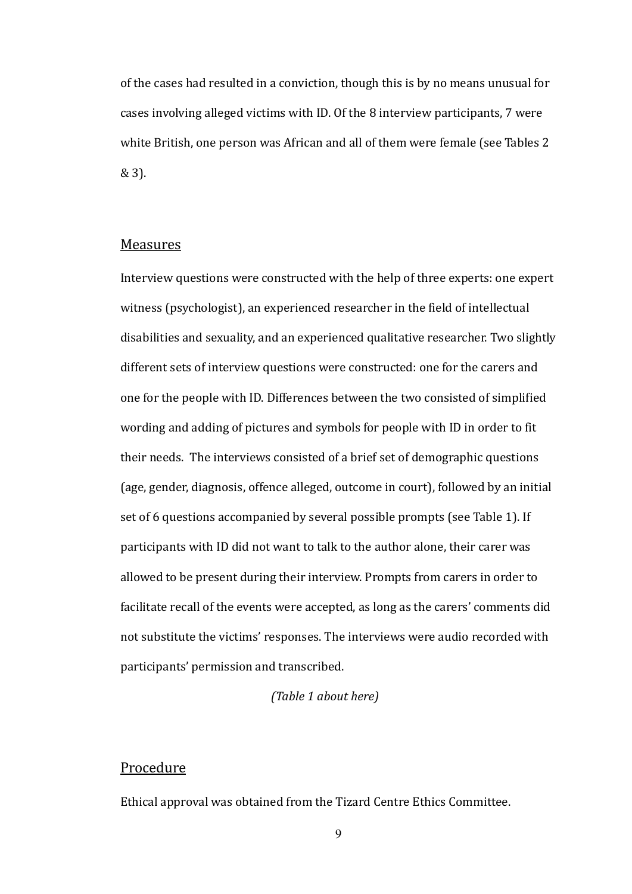of the cases had resulted in a conviction, though this is by no means unusual for cases involving alleged victims with ID. Of the 8 interview participants, 7 were white British, one person was African and all of them were female (see Tables 2 & 3).

## Measures

Interview questions were constructed with the help of three experts: one expert witness (psychologist), an experienced researcher in the field of intellectual disabilities and sexuality, and an experienced qualitative researcher. Two slightly different sets of interview questions were constructed: one for the carers and one for the people with ID. Differences between the two consisted of simplified wording and adding of pictures and symbols for people with ID in order to fit their needs.  The interviews consisted of a brief set of demographic questions (age, gender, diagnosis, offence alleged, outcome in court), followed by an initial set of 6 questions accompanied by several possible prompts (see Table 1). If participants with ID did not want to talk to the author alone, their carer was allowed to be present during their interview. Prompts from carers in order to facilitate recall of the events were accepted, as long as the carers' comments did not substitute the victims' responses. The interviews were audio recorded with participants' permission and transcribed.

*(Table 1 about here)*

## Procedure

Ethical approval was obtained from the Tizard Centre Ethics Committee.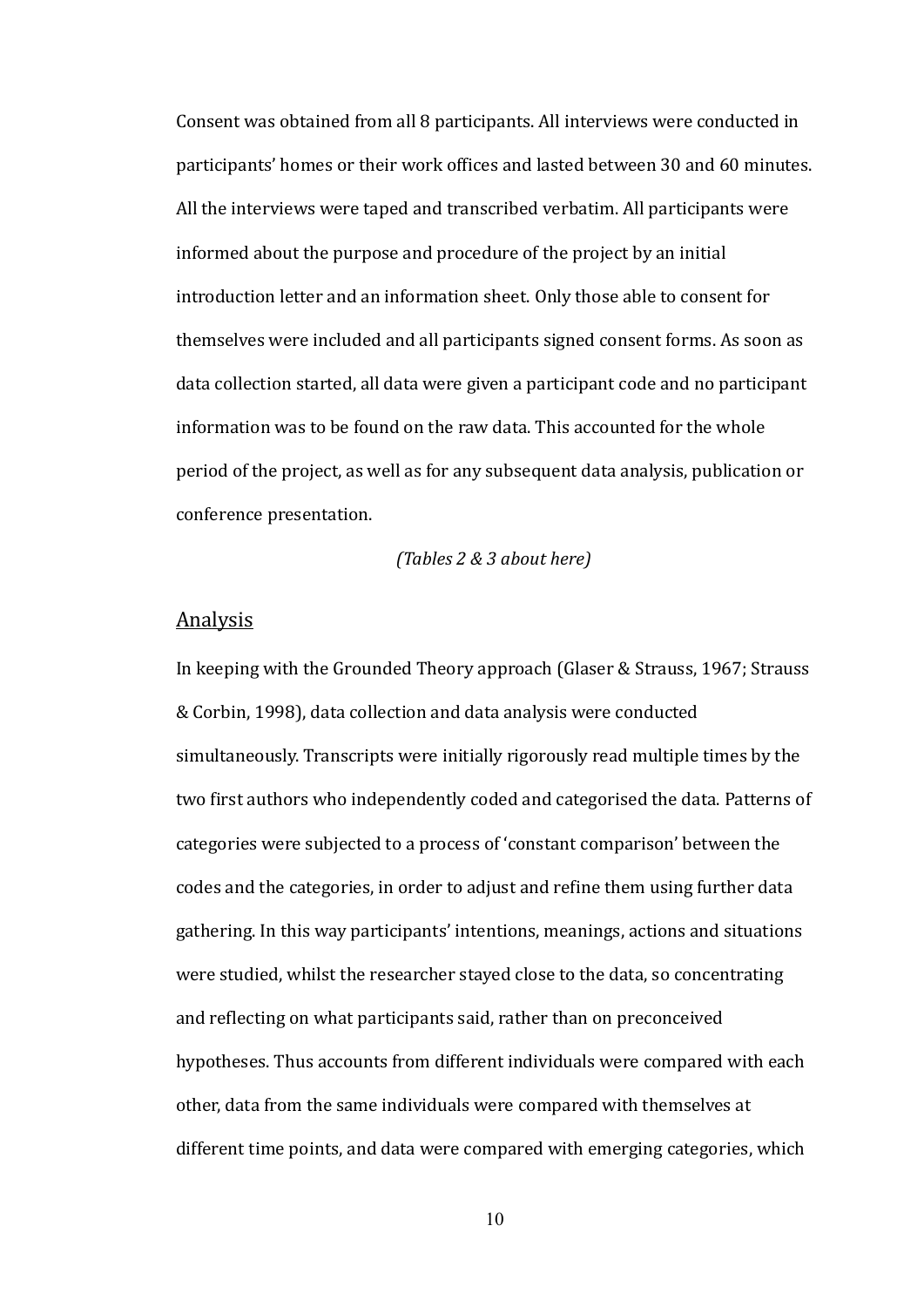Consent was obtained from all 8 participants. All interviews were conducted in participants' homes or their work offices and lasted between 30 and 60 minutes. All the interviews were taped and transcribed verbatim. All participants were informed about the purpose and procedure of the project by an initial introduction letter and an information sheet. Only those able to consent for themselves were included and all participants signed consent forms. As soon as data collection started, all data were given a participant code and no participant information was to be found on the raw data. This accounted for the whole period of the project, as well as for any subsequent data analysis, publication or conference presentation.

*(Tables 2 & 3 about here)*

## Analysis

In keeping with the Grounded Theory approach (Glaser & Strauss, 1967; Strauss & Corbin, 1998), data collection and data analysis were conducted simultaneously. Transcripts were initially rigorously read multiple times by the two first authors who independently coded and categorised the data. Patterns of categories were subjected to a process of 'constant comparison' between the codes and the categories, in order to adjust and refine them using further data gathering. In this way participants' intentions, meanings, actions and situations were studied, whilst the researcher stayed close to the data, so concentrating and reflecting on what participants said, rather than on preconceived hypotheses. Thus accounts from different individuals were compared with each other, data from the same individuals were compared with themselves at different time points, and data were compared with emerging categories, which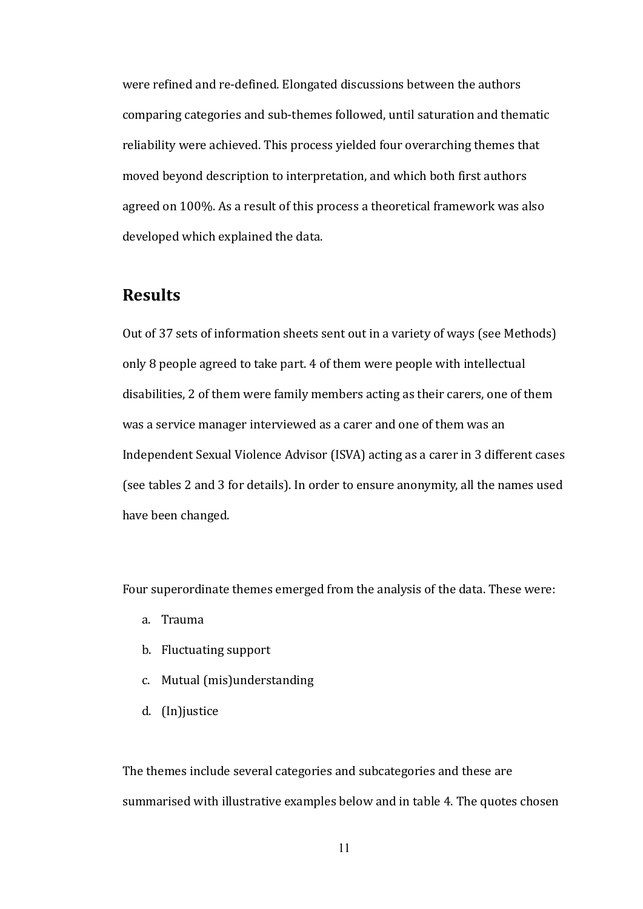were refined and re-defined. Elongated discussions between the authors comparing categories and sub-themes followed, until saturation and thematic reliability were achieved. This process yielded four overarching themes that moved beyond description to interpretation, and which both first authors agreed on 100%. As a result of this process a theoretical framework was also developed which explained the data.

## Results

Out of 37 sets of information sheets sent out in a variety of ways (see Methods) only 8 people agreed to take part. 4 of them were people with intellectual disabilities, 2 of them were family members acting as their carers, one of them was a service manager interviewed as a carer and one of them was an Independent Sexual Violence Advisor (ISVA) acting as a carer in 3 different cases (see tables 2 and 3 for details). In order to ensure anonymity, all the names used have been changed.

Four superordinate themes emerged from the analysis of the data. These were:

a. Trauma
b. Fluctuating support
c. Mutual (mis)understanding
d. (In)justice

The themes include several categories and subcategories and these are summarised with illustrative examples below and in table 4. The quotes chosen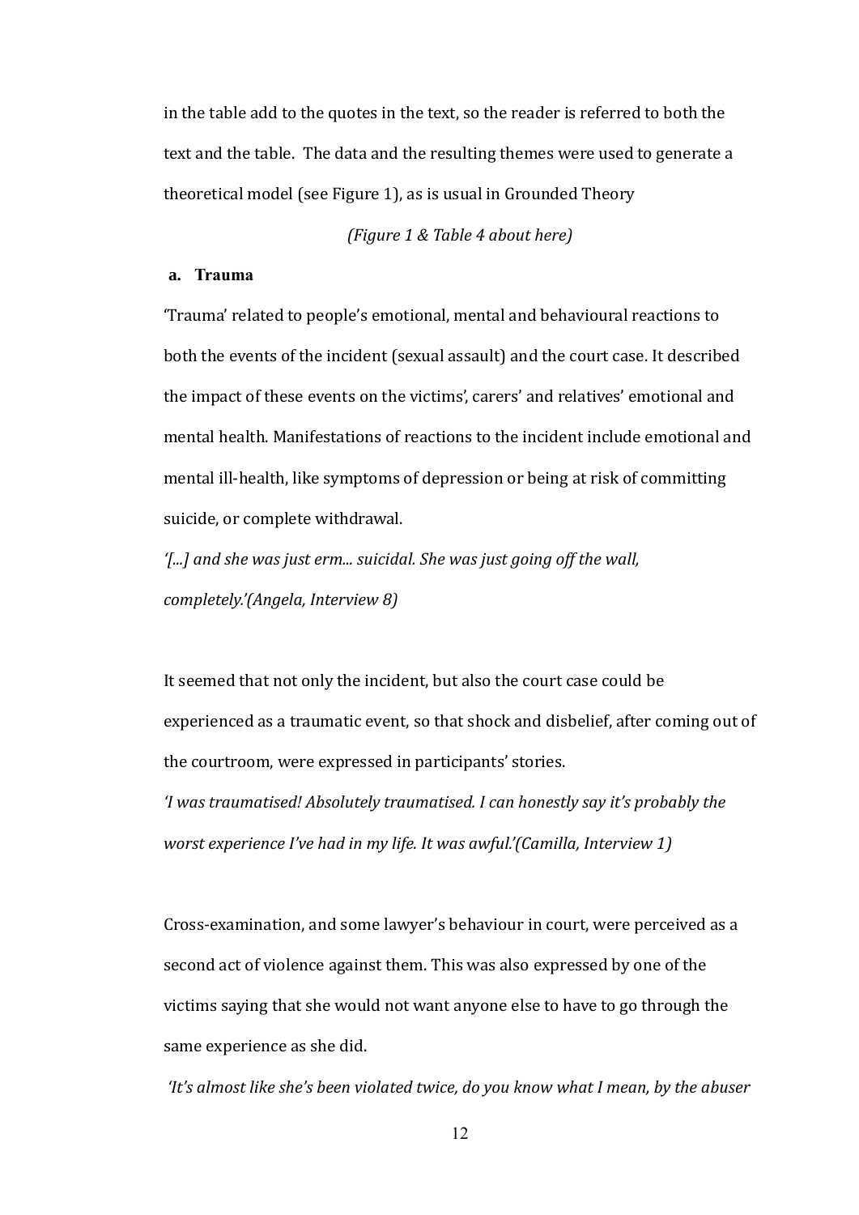in the table add to the quotes in the text, so the reader is referred to both the text and the table.  The data and the resulting themes were used to generate a theoretical model (see Figure 1), as is usual in Grounded Theory

*(Figure 1 & Table 4 about here)*

**a. Trauma**

'Trauma' related to people's emotional, mental and behavioural reactions to both the events of the incident (sexual assault) and the court case. It described the impact of these events on the victims', carers' and relatives' emotional and mental health. Manifestations of reactions to the incident include emotional and mental ill-health, like symptoms of depression or being at risk of committing suicide, or complete withdrawal.

*'[...] and she was just erm... suicidal. She was just going off the wall, completely.'(Angela, Interview 8)*

It seemed that not only the incident, but also the court case could be experienced as a traumatic event, so that shock and disbelief, after coming out of the courtroom, were expressed in participants' stories.

*'I was traumatised! Absolutely traumatised. I can honestly say it's probably the worst experience I've had in my life. It was awful.'(Camilla, Interview 1)*

Cross-examination, and some lawyer's behaviour in court, were perceived as a second act of violence against them. This was also expressed by one of the victims saying that she would not want anyone else to have to go through the same experience as she did.

*'It's almost like she's been violated twice, do you know what I mean, by the abuser*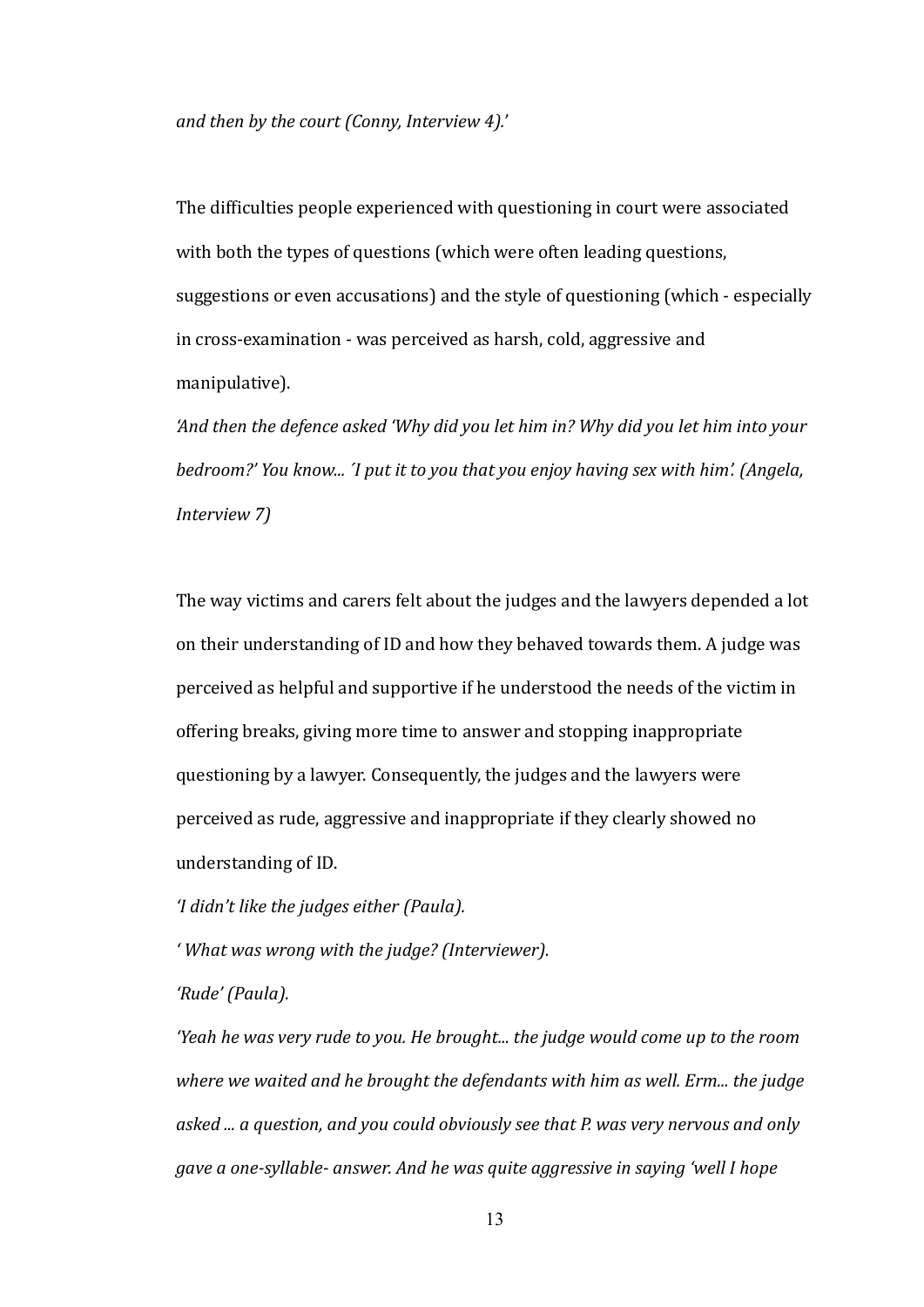*and then by the court (Conny, Interview 4).'*

The difficulties people experienced with questioning in court were associated with both the types of questions (which were often leading questions, suggestions or even accusations) and the style of questioning (which - especially in cross-examination - was perceived as harsh, cold, aggressive and manipulative).

*'And then the defence asked 'Why did you let him in? Why did you let him into your bedroom?' You know... 'I put it to you that you enjoy having sex with him'. (Angela, Interview 7)*

The way victims and carers felt about the judges and the lawyers depended a lot on their understanding of ID and how they behaved towards them. A judge was perceived as helpful and supportive if he understood the needs of the victim in offering breaks, giving more time to answer and stopping inappropriate questioning by a lawyer. Consequently, the judges and the lawyers were perceived as rude, aggressive and inappropriate if they clearly showed no understanding of ID.

*'I didn't like the judges either (Paula).*

*' What was wrong with the judge? (Interviewer).*

*'Rude' (Paula).*

*'Yeah he was very rude to you. He brought... the judge would come up to the room where we waited and he brought the defendants with him as well. Erm... the judge asked ... a question, and you could obviously see that P. was very nervous and only gave a one-syllable- answer. And he was quite aggressive in saying 'well I hope*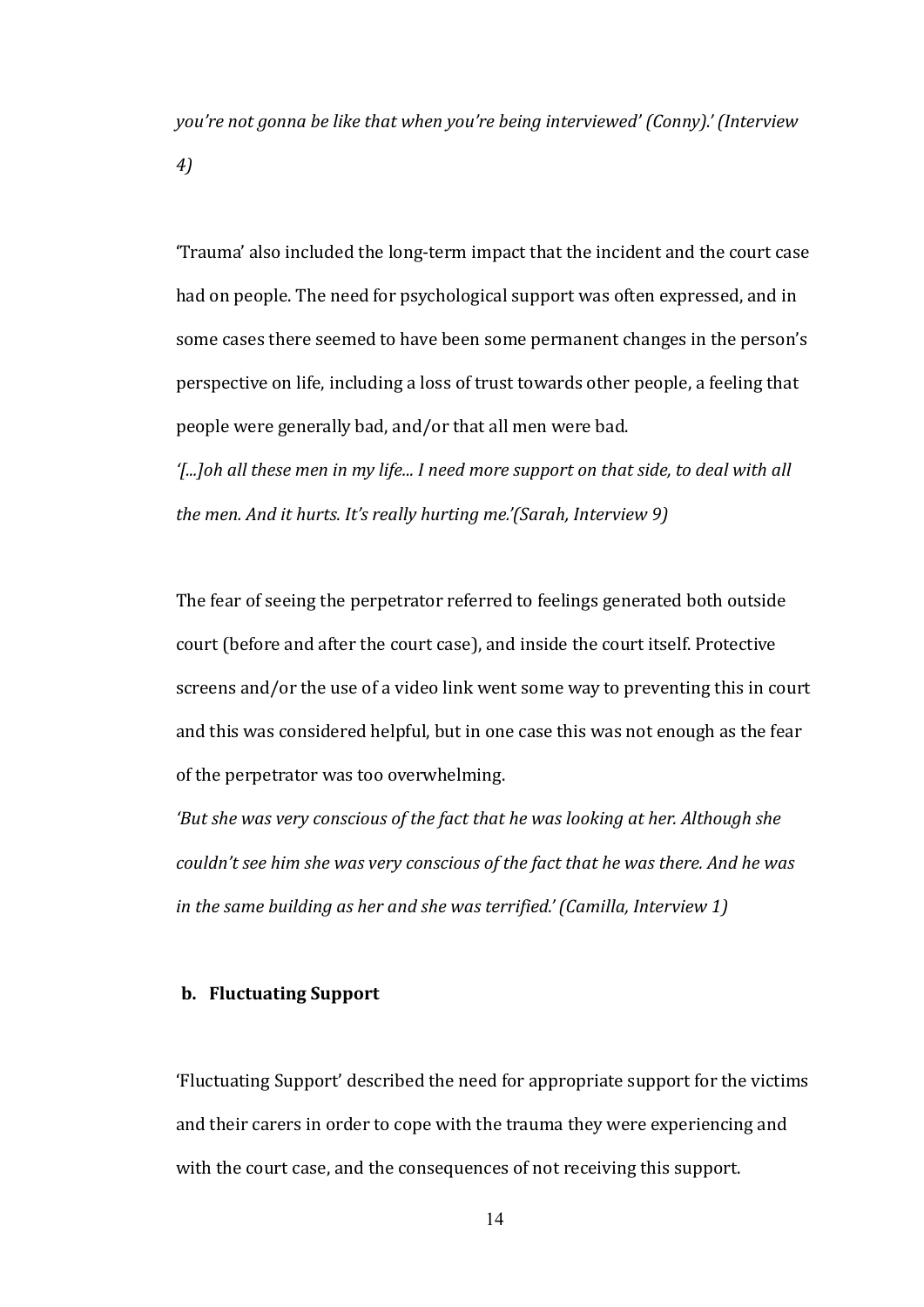*you're not gonna be like that when you're being interviewed' (Conny).' (Interview 4)*

'Trauma' also included the long-term impact that the incident and the court case had on people. The need for psychological support was often expressed, and in some cases there seemed to have been some permanent changes in the person's perspective on life, including a loss of trust towards other people, a feeling that people were generally bad, and/or that all men were bad.

*'[...]oh all these men in my life... I need more support on that side, to deal with all the men. And it hurts. It's really hurting me.'(Sarah, Interview 9)*

The fear of seeing the perpetrator referred to feelings generated both outside court (before and after the court case), and inside the court itself. Protective screens and/or the use of a video link went some way to preventing this in court and this was considered helpful, but in one case this was not enough as the fear of the perpetrator was too overwhelming.

*'But she was very conscious of the fact that he was looking at her. Although she couldn't see him she was very conscious of the fact that he was there. And he was in the same building as her and she was terrified.' (Camilla, Interview 1)*

**b. Fluctuating Support**

'Fluctuating Support' described the need for appropriate support for the victims and their carers in order to cope with the trauma they were experiencing and with the court case, and the consequences of not receiving this support.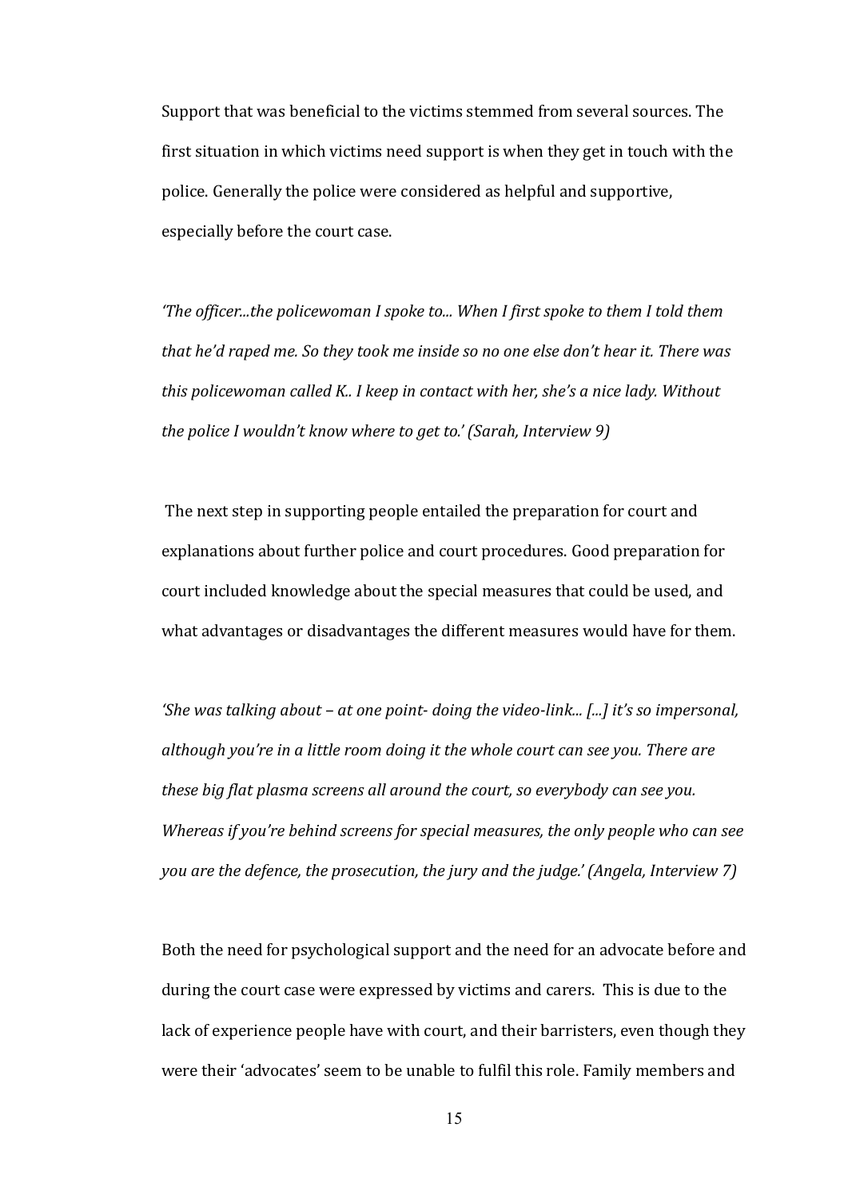Support that was beneficial to the victims stemmed from several sources. The first situation in which victims need support is when they get in touch with the police. Generally the police were considered as helpful and supportive, especially before the court case.

*'The officer...the policewoman I spoke to... When I first spoke to them I told them that he'd raped me. So they took me inside so no one else don't hear it. There was this policewoman called K.. I keep in contact with her, she's a nice lady. Without the police I wouldn't know where to get to.' (Sarah, Interview 9)*

The next step in supporting people entailed the preparation for court and explanations about further police and court procedures. Good preparation for court included knowledge about the special measures that could be used, and what advantages or disadvantages the different measures would have for them.

*'She was talking about – at one point- doing the video-link... [...] it's so impersonal, although you're in a little room doing it the whole court can see you. There are these big flat plasma screens all around the court, so everybody can see you. Whereas if you're behind screens for special measures, the only people who can see you are the defence, the prosecution, the jury and the judge.' (Angela, Interview 7)*

Both the need for psychological support and the need for an advocate before and during the court case were expressed by victims and carers. This is due to the lack of experience people have with court, and their barristers, even though they were their 'advocates' seem to be unable to fulfil this role. Family members and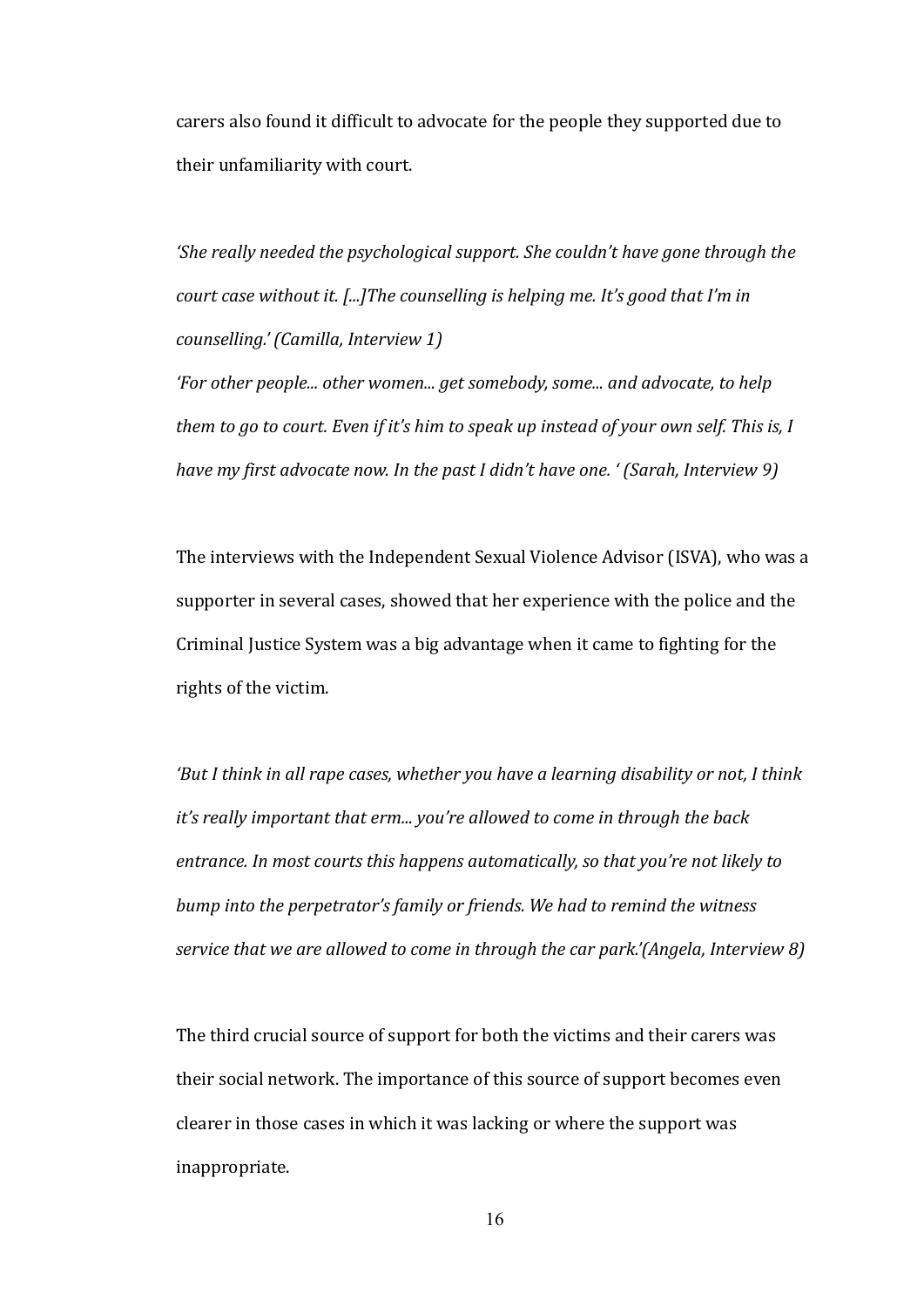carers also found it difficult to advocate for the people they supported due to their unfamiliarity with court.

*'She really needed the psychological support. She couldn't have gone through the court case without it. [...]The counselling is helping me. It's good that I'm in counselling.' (Camilla, Interview 1)*

*'For other people... other women... get somebody, some... and advocate, to help them to go to court. Even if it's him to speak up instead of your own self. This is, I have my first advocate now. In the past I didn't have one. ' (Sarah, Interview 9)*

The interviews with the Independent Sexual Violence Advisor (ISVA), who was a supporter in several cases, showed that her experience with the police and the Criminal Justice System was a big advantage when it came to fighting for the rights of the victim.

*'But I think in all rape cases, whether you have a learning disability or not, I think it's really important that erm... you're allowed to come in through the back entrance. In most courts this happens automatically, so that you're not likely to bump into the perpetrator's family or friends. We had to remind the witness service that we are allowed to come in through the car park.'(Angela, Interview 8)*

The third crucial source of support for both the victims and their carers was their social network. The importance of this source of support becomes even clearer in those cases in which it was lacking or where the support was inappropriate.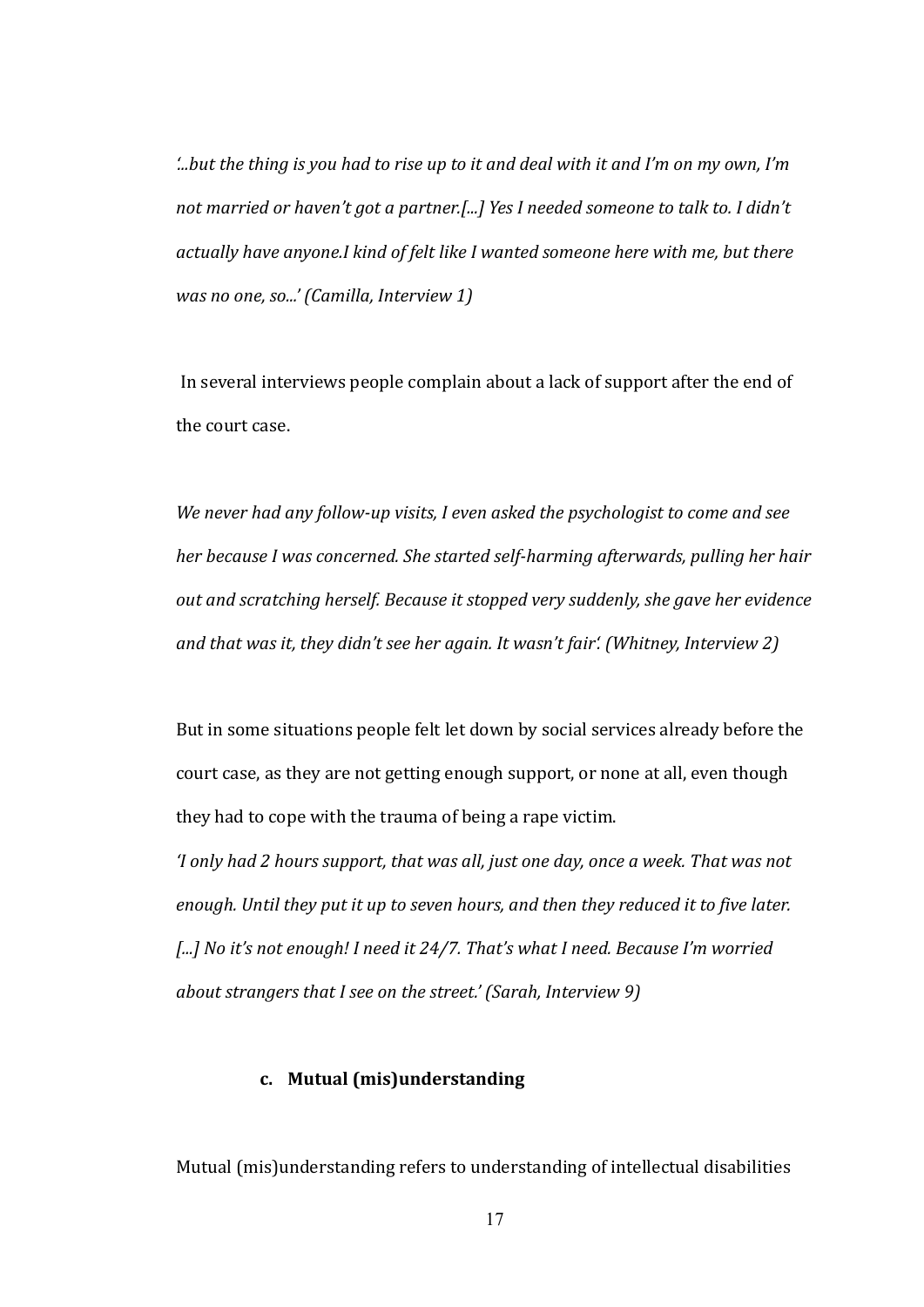*'..but the thing is you had to rise up to it and deal with it and I'm on my own, I'm not married or haven't got a partner.[...] Yes I needed someone to talk to. I didn't actually have anyone.I kind of felt like I wanted someone here with me, but there was no one, so...' (Camilla, Interview 1)*

In several interviews people complain about a lack of support after the end of the court case.

*We never had any follow-up visits, I even asked the psychologist to come and see her because I was concerned. She started self-harming afterwards, pulling her hair out and scratching herself. Because it stopped very suddenly, she gave her evidence and that was it, they didn't see her again. It wasn't fair'. (Whitney, Interview 2)*

But in some situations people felt let down by social services already before the court case, as they are not getting enough support, or none at all, even though they had to cope with the trauma of being a rape victim.

*'I only had 2 hours support, that was all, just one day, once a week. That was not enough. Until they put it up to seven hours, and then they reduced it to five later. [...] No it's not enough! I need it 24/7. That's what I need. Because I'm worried about strangers that I see on the street.' (Sarah, Interview 9)*

### c. Mutual (mis)understanding

Mutual (mis)understanding refers to understanding of intellectual disabilities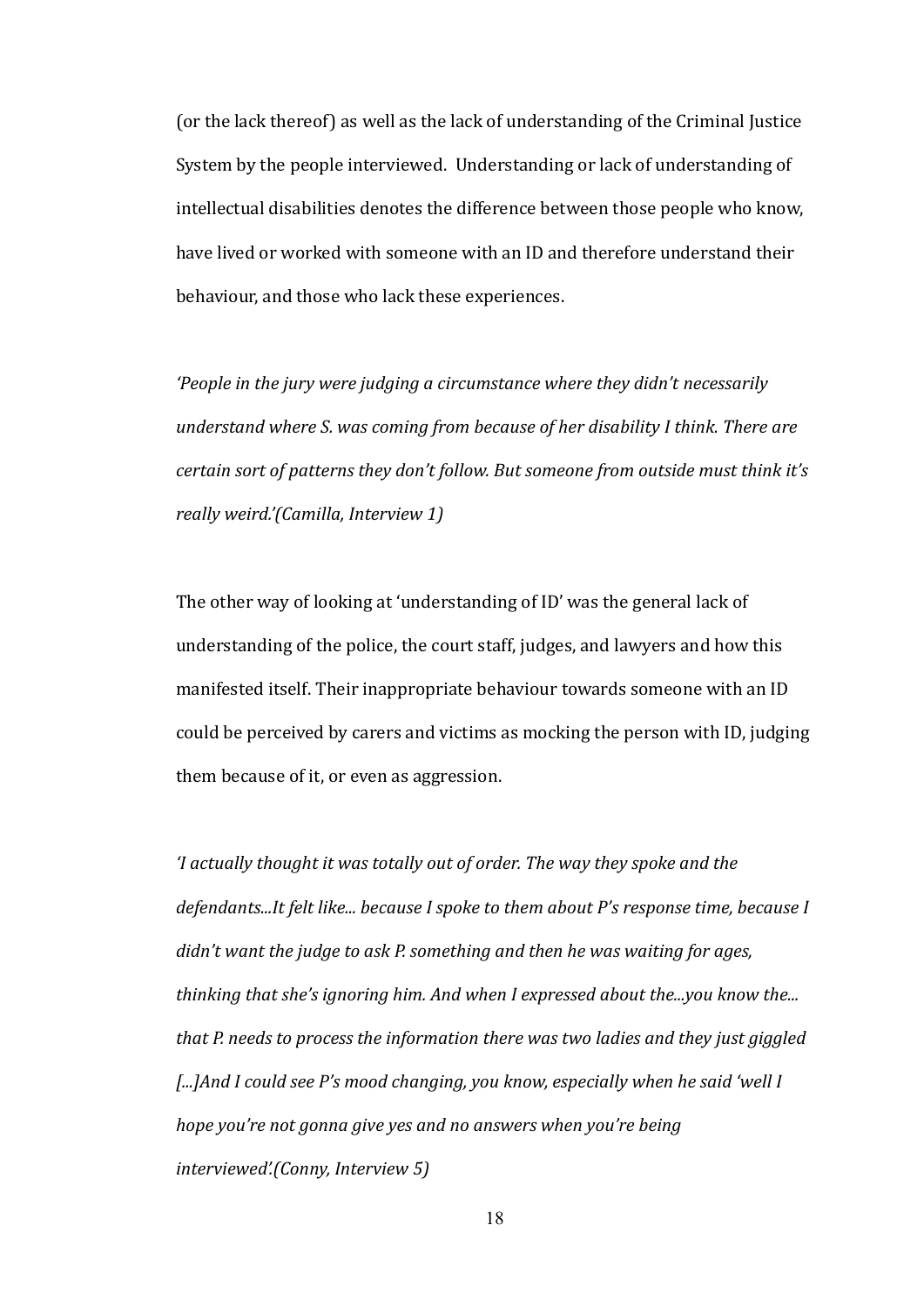(or the lack thereof) as well as the lack of understanding of the Criminal Justice System by the people interviewed. Understanding or lack of understanding of intellectual disabilities denotes the difference between those people who know, have lived or worked with someone with an ID and therefore understand their behaviour, and those who lack these experiences.

*'People in the jury were judging a circumstance where they didn't necessarily understand where S. was coming from because of her disability I think. There are certain sort of patterns they don't follow. But someone from outside must think it's really weird.'(Camilla, Interview 1)*

The other way of looking at 'understanding of ID' was the general lack of understanding of the police, the court staff, judges, and lawyers and how this manifested itself. Their inappropriate behaviour towards someone with an ID could be perceived by carers and victims as mocking the person with ID, judging them because of it, or even as aggression.

*'I actually thought it was totally out of order. The way they spoke and the defendants...It felt like... because I spoke to them about P's response time, because I didn't want the judge to ask P. something and then he was waiting for ages, thinking that she's ignoring him. And when I expressed about the...you know the... that P. needs to process the information there was two ladies and they just giggled [...]And I could see P's mood changing, you know, especially when he said 'well I hope you're not gonna give yes and no answers when you're being interviewed'.(Conny, Interview 5)*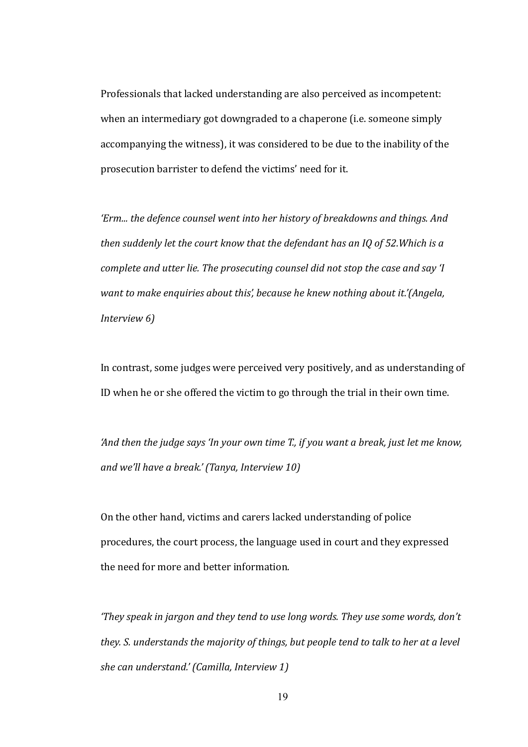Professionals that lacked understanding are also perceived as incompetent: when an intermediary got downgraded to a chaperone (i.e. someone simply accompanying the witness), it was considered to be due to the inability of the prosecution barrister to defend the victims' need for it.

*'Erm... the defence counsel went into her history of breakdowns and things. And then suddenly let the court know that the defendant has an IQ of 52.Which is a complete and utter lie. The prosecuting counsel did not stop the case and say 'I want to make enquiries about this', because he knew nothing about it.'(Angela, Interview 6)*

In contrast, some judges were perceived very positively, and as understanding of ID when he or she offered the victim to go through the trial in their own time.

*'And then the judge says 'In your own time T., if you want a break, just let me know, and we'll have a break.' (Tanya, Interview 10)*

On the other hand, victims and carers lacked understanding of police procedures, the court process, the language used in court and they expressed the need for more and better information.

*'They speak in jargon and they tend to use long words. They use some words, don't they. S. understands the majority of things, but people tend to talk to her at a level she can understand.' (Camilla, Interview 1)*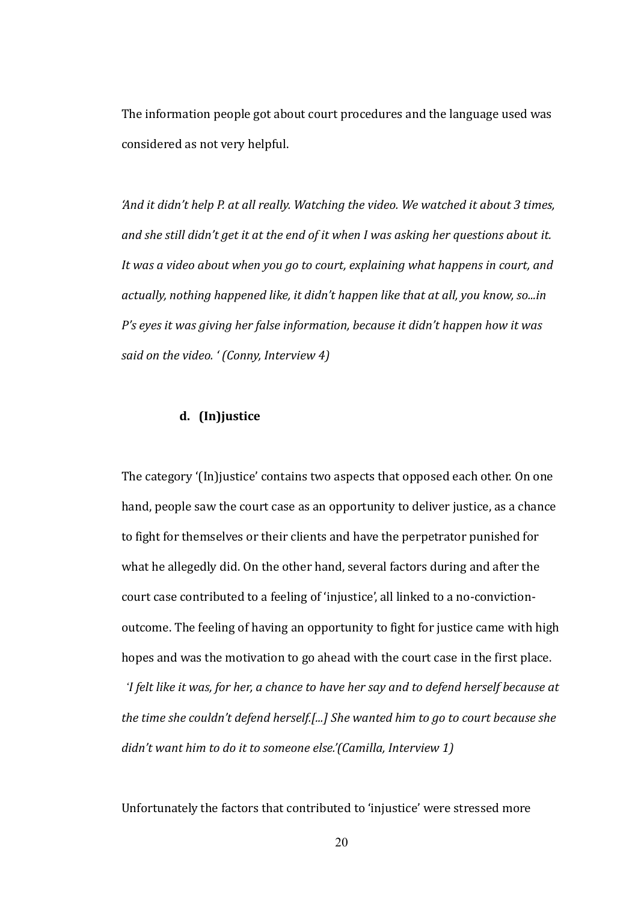The information people got about court procedures and the language used was considered as not very helpful.

*'And it didn't help P. at all really. Watching the video. We watched it about 3 times, and she still didn't get it at the end of it when I was asking her questions about it. It was a video about when you go to court, explaining what happens in court, and actually, nothing happened like, it didn't happen like that at all, you know, so...in P's eyes it was giving her false information, because it didn't happen how it was said on the video. ' (Conny, Interview 4)*

### d. (In)justice

The category '(In)justice' contains two aspects that opposed each other. On one hand, people saw the court case as an opportunity to deliver justice, as a chance to fight for themselves or their clients and have the perpetrator punished for what he allegedly did. On the other hand, several factors during and after the court case contributed to a feeling of 'injustice', all linked to a no-conviction-outcome. The feeling of having an opportunity to fight for justice came with high hopes and was the motivation to go ahead with the court case in the first place.

*'I felt like it was, for her, a chance to have her say and to defend herself because at the time she couldn't defend herself.[...] She wanted him to go to court because she didn't want him to do it to someone else.'(Camilla, Interview 1)*

Unfortunately the factors that contributed to 'injustice' were stressed more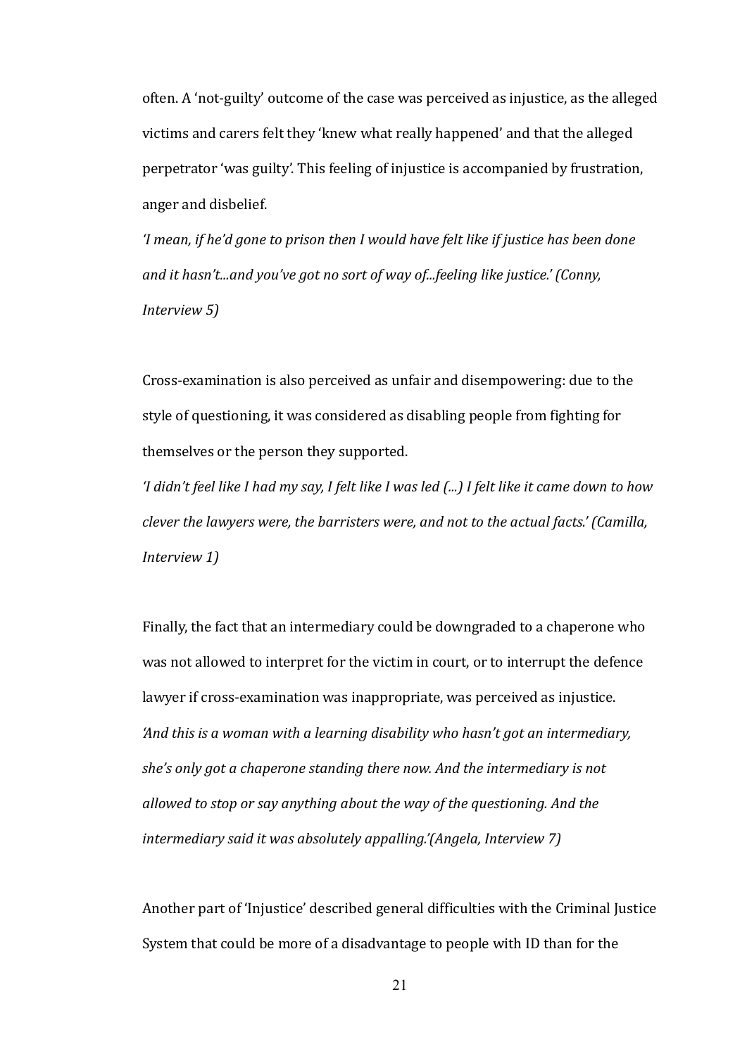often. A 'not-guilty' outcome of the case was perceived as injustice, as the alleged victims and carers felt they 'knew what really happened' and that the alleged perpetrator 'was guilty'. This feeling of injustice is accompanied by frustration, anger and disbelief.

*'I mean, if he'd gone to prison then I would have felt like if justice has been done and it hasn't...and you've got no sort of way of...feeling like justice.' (Conny, Interview 5)*

Cross-examination is also perceived as unfair and disempowering: due to the style of questioning, it was considered as disabling people from fighting for themselves or the person they supported.

*'I didn't feel like I had my say, I felt like I was led (...) I felt like it came down to how clever the lawyers were, the barristers were, and not to the actual facts.' (Camilla, Interview 1)*

Finally, the fact that an intermediary could be downgraded to a chaperone who was not allowed to interpret for the victim in court, or to interrupt the defence lawyer if cross-examination was inappropriate, was perceived as injustice.

*'And this is a woman with a learning disability who hasn't got an intermediary, she's only got a chaperone standing there now. And the intermediary is not allowed to stop or say anything about the way of the questioning. And the intermediary said it was absolutely appalling.'(Angela, Interview 7)*

Another part of 'Injustice' described general difficulties with the Criminal Justice System that could be more of a disadvantage to people with ID than for the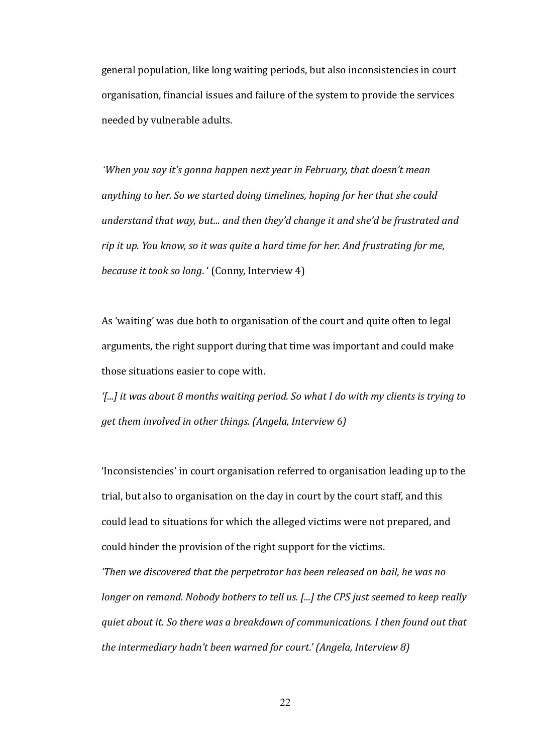general population, like long waiting periods, but also inconsistencies in court organisation, financial issues and failure of the system to provide the services needed by vulnerable adults.

*'When you say it's gonna happen next year in February, that doesn't mean anything to her. So we started doing timelines, hoping for her that she could understand that way, but... and then they'd change it and she'd be frustrated and rip it up. You know, so it was quite a hard time for her. And frustrating for me, because it took so long.* ' (Conny, Interview 4)

As 'waiting' was due both to organisation of the court and quite often to legal arguments, the right support during that time was important and could make those situations easier to cope with.

*'[...] it was about 8 months waiting period. So what I do with my clients is trying to get them involved in other things. (Angela, Interview 6)*

'Inconsistencies' in court organisation referred to organisation leading up to the trial, but also to organisation on the day in court by the court staff, and this could lead to situations for which the alleged victims were not prepared, and could hinder the provision of the right support for the victims.

*'Then we discovered that the perpetrator has been released on bail, he was no longer on remand. Nobody bothers to tell us. [...] the CPS just seemed to keep really quiet about it. So there was a breakdown of communications. I then found out that the intermediary hadn't been warned for court.' (Angela, Interview 8)*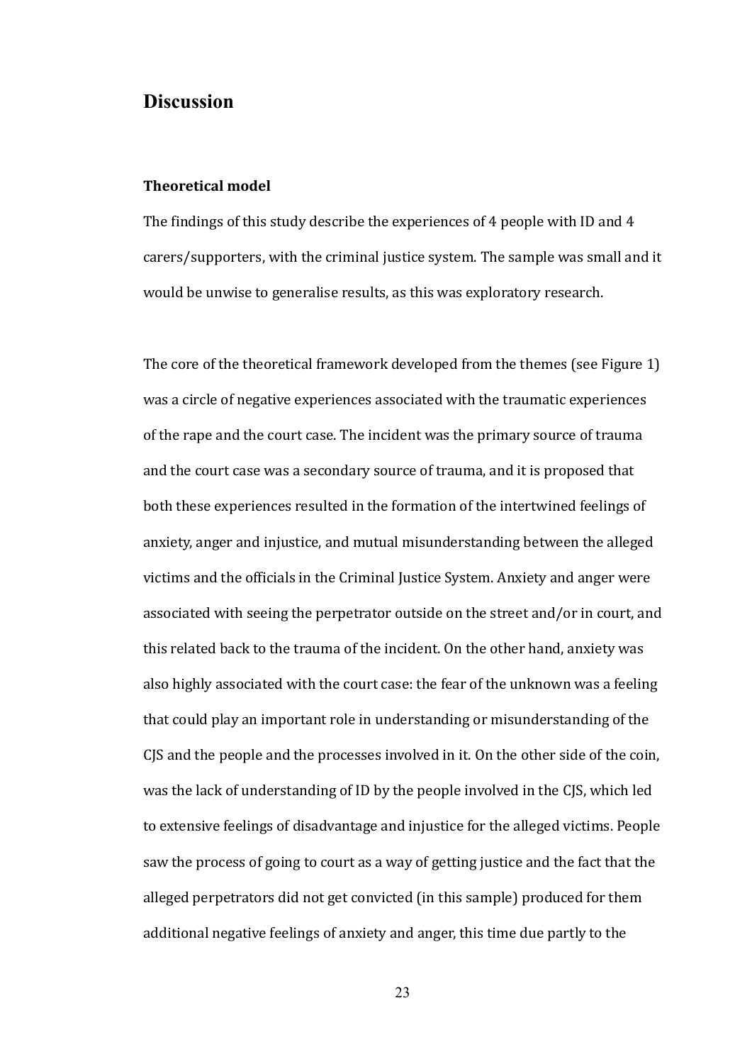# Discussion

### Theoretical model

The findings of this study describe the experiences of 4 people with ID and 4 carers/supporters, with the criminal justice system. The sample was small and it would be unwise to generalise results, as this was exploratory research.

The core of the theoretical framework developed from the themes (see Figure 1) was a circle of negative experiences associated with the traumatic experiences of the rape and the court case. The incident was the primary source of trauma and the court case was a secondary source of trauma, and it is proposed that both these experiences resulted in the formation of the intertwined feelings of anxiety, anger and injustice, and mutual misunderstanding between the alleged victims and the officials in the Criminal Justice System. Anxiety and anger were associated with seeing the perpetrator outside on the street and/or in court, and this related back to the trauma of the incident. On the other hand, anxiety was also highly associated with the court case: the fear of the unknown was a feeling that could play an important role in understanding or misunderstanding of the CJS and the people and the processes involved in it. On the other side of the coin, was the lack of understanding of ID by the people involved in the CJS, which led to extensive feelings of disadvantage and injustice for the alleged victims. People saw the process of going to court as a way of getting justice and the fact that the alleged perpetrators did not get convicted (in this sample) produced for them additional negative feelings of anxiety and anger, this time due partly to the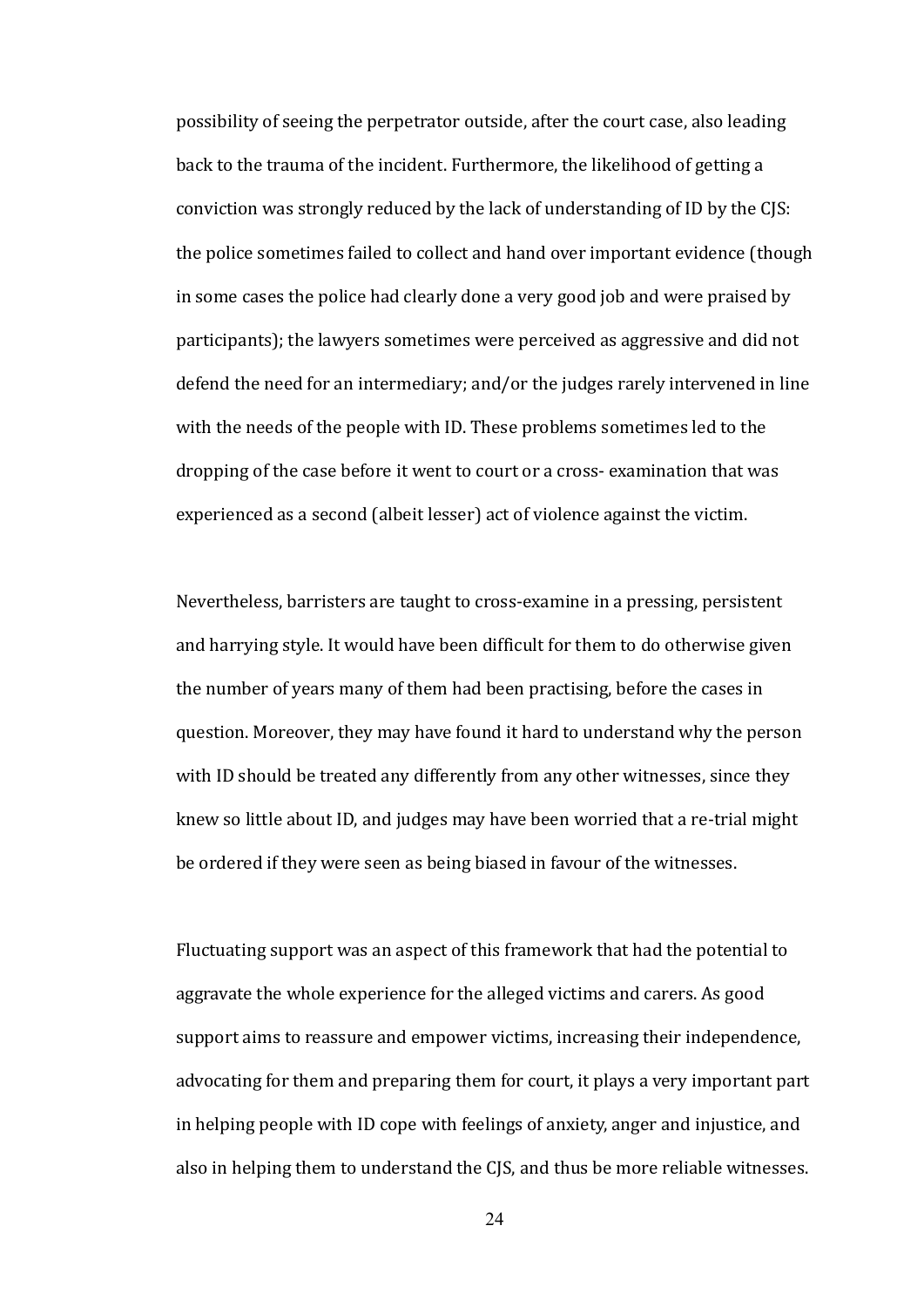possibility of seeing the perpetrator outside, after the court case, also leading back to the trauma of the incident. Furthermore, the likelihood of getting a conviction was strongly reduced by the lack of understanding of ID by the CJS: the police sometimes failed to collect and hand over important evidence (though in some cases the police had clearly done a very good job and were praised by participants); the lawyers sometimes were perceived as aggressive and did not defend the need for an intermediary; and/or the judges rarely intervened in line with the needs of the people with ID. These problems sometimes led to the dropping of the case before it went to court or a cross- examination that was experienced as a second (albeit lesser) act of violence against the victim.

Nevertheless, barristers are taught to cross-examine in a pressing, persistent and harrying style. It would have been difficult for them to do otherwise given the number of years many of them had been practising, before the cases in question. Moreover, they may have found it hard to understand why the person with ID should be treated any differently from any other witnesses, since they knew so little about ID, and judges may have been worried that a re-trial might be ordered if they were seen as being biased in favour of the witnesses.

Fluctuating support was an aspect of this framework that had the potential to aggravate the whole experience for the alleged victims and carers. As good support aims to reassure and empower victims, increasing their independence, advocating for them and preparing them for court, it plays a very important part in helping people with ID cope with feelings of anxiety, anger and injustice, and also in helping them to understand the CJS, and thus be more reliable witnesses.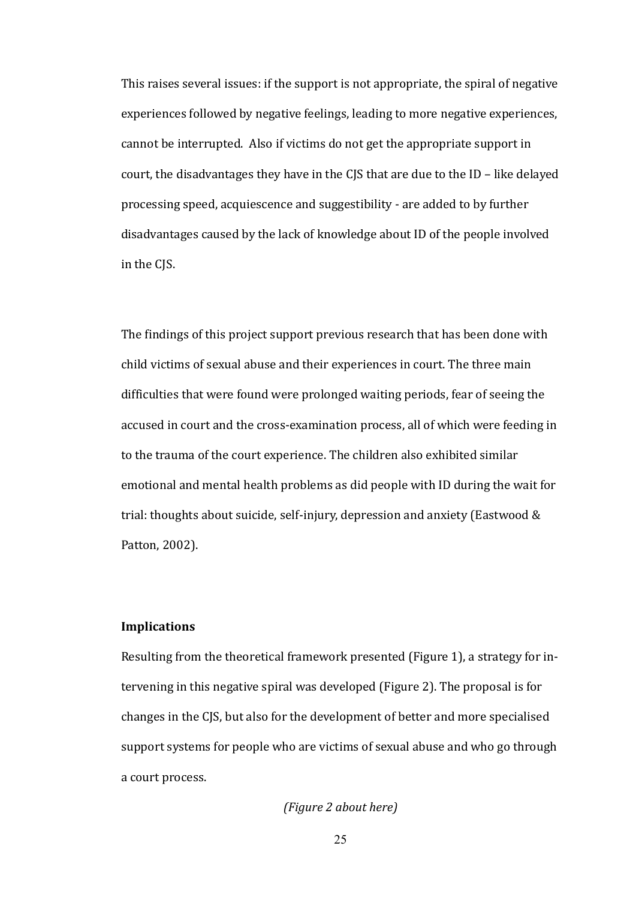This raises several issues: if the support is not appropriate, the spiral of negative experiences followed by negative feelings, leading to more negative experiences, cannot be interrupted. Also if victims do not get the appropriate support in court, the disadvantages they have in the CJS that are due to the ID – like delayed processing speed, acquiescence and suggestibility - are added to by further disadvantages caused by the lack of knowledge about ID of the people involved in the CJS.

The findings of this project support previous research that has been done with child victims of sexual abuse and their experiences in court. The three main difficulties that were found were prolonged waiting periods, fear of seeing the accused in court and the cross-examination process, all of which were feeding in to the trauma of the court experience. The children also exhibited similar emotional and mental health problems as did people with ID during the wait for trial: thoughts about suicide, self-injury, depression and anxiety (Eastwood & Patton, 2002).

**Implications**

Resulting from the theoretical framework presented (Figure 1), a strategy for intervening in this negative spiral was developed (Figure 2). The proposal is for changes in the CJS, but also for the development of better and more specialised support systems for people who are victims of sexual abuse and who go through a court process.

*(Figure 2 about here)*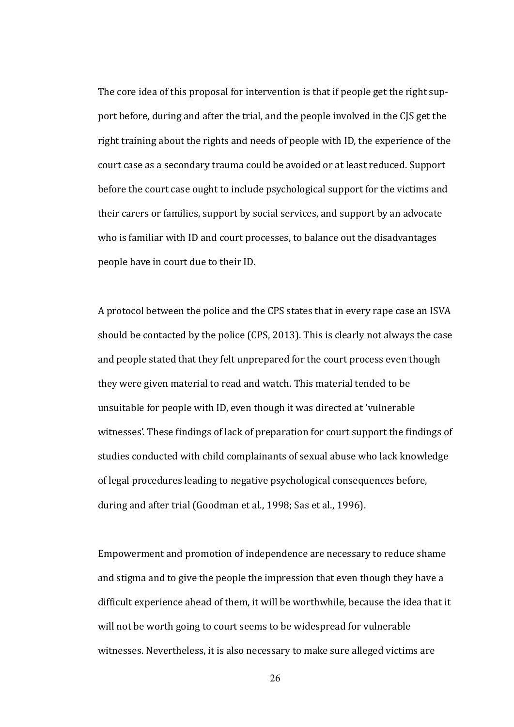The core idea of this proposal for intervention is that if people get the right support before, during and after the trial, and the people involved in the CJS get the right training about the rights and needs of people with ID, the experience of the court case as a secondary trauma could be avoided or at least reduced. Support before the court case ought to include psychological support for the victims and their carers or families, support by social services, and support by an advocate who is familiar with ID and court processes, to balance out the disadvantages people have in court due to their ID.

A protocol between the police and the CPS states that in every rape case an ISVA should be contacted by the police (CPS, 2013). This is clearly not always the case and people stated that they felt unprepared for the court process even though they were given material to read and watch. This material tended to be unsuitable for people with ID, even though it was directed at 'vulnerable witnesses'. These findings of lack of preparation for court support the findings of studies conducted with child complainants of sexual abuse who lack knowledge of legal procedures leading to negative psychological consequences before, during and after trial (Goodman et al., 1998; Sas et al., 1996).

Empowerment and promotion of independence are necessary to reduce shame and stigma and to give the people the impression that even though they have a difficult experience ahead of them, it will be worthwhile, because the idea that it will not be worth going to court seems to be widespread for vulnerable witnesses. Nevertheless, it is also necessary to make sure alleged victims are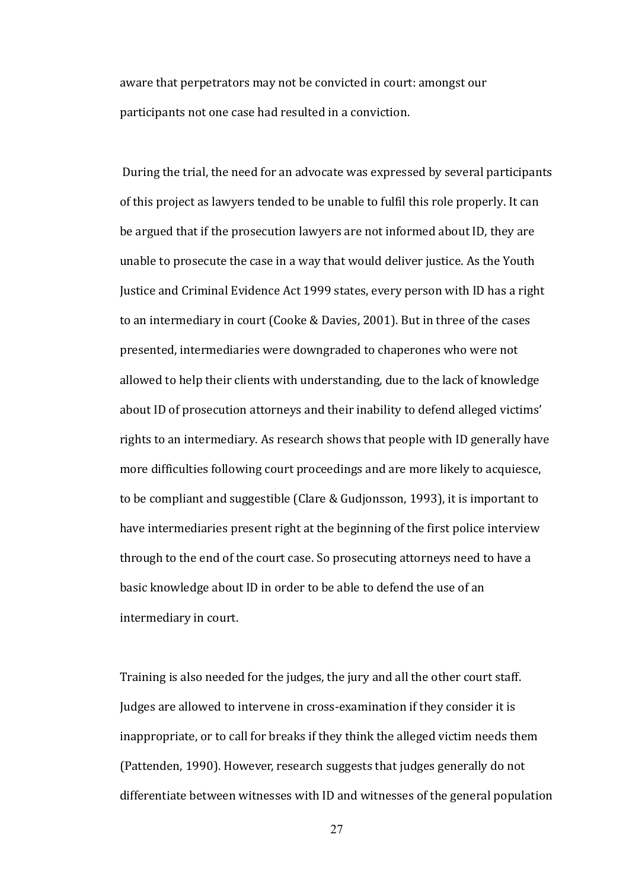aware that perpetrators may not be convicted in court: amongst our participants not one case had resulted in a conviction.

During the trial, the need for an advocate was expressed by several participants of this project as lawyers tended to be unable to fulfil this role properly. It can be argued that if the prosecution lawyers are not informed about ID, they are unable to prosecute the case in a way that would deliver justice. As the Youth Justice and Criminal Evidence Act 1999 states, every person with ID has a right to an intermediary in court (Cooke & Davies, 2001). But in three of the cases presented, intermediaries were downgraded to chaperones who were not allowed to help their clients with understanding, due to the lack of knowledge about ID of prosecution attorneys and their inability to defend alleged victims' rights to an intermediary. As research shows that people with ID generally have more difficulties following court proceedings and are more likely to acquiesce, to be compliant and suggestible (Clare & Gudjonsson, 1993), it is important to have intermediaries present right at the beginning of the first police interview through to the end of the court case. So prosecuting attorneys need to have a basic knowledge about ID in order to be able to defend the use of an intermediary in court.

Training is also needed for the judges, the jury and all the other court staff. Judges are allowed to intervene in cross-examination if they consider it is inappropriate, or to call for breaks if they think the alleged victim needs them (Pattenden, 1990). However, research suggests that judges generally do not differentiate between witnesses with ID and witnesses of the general population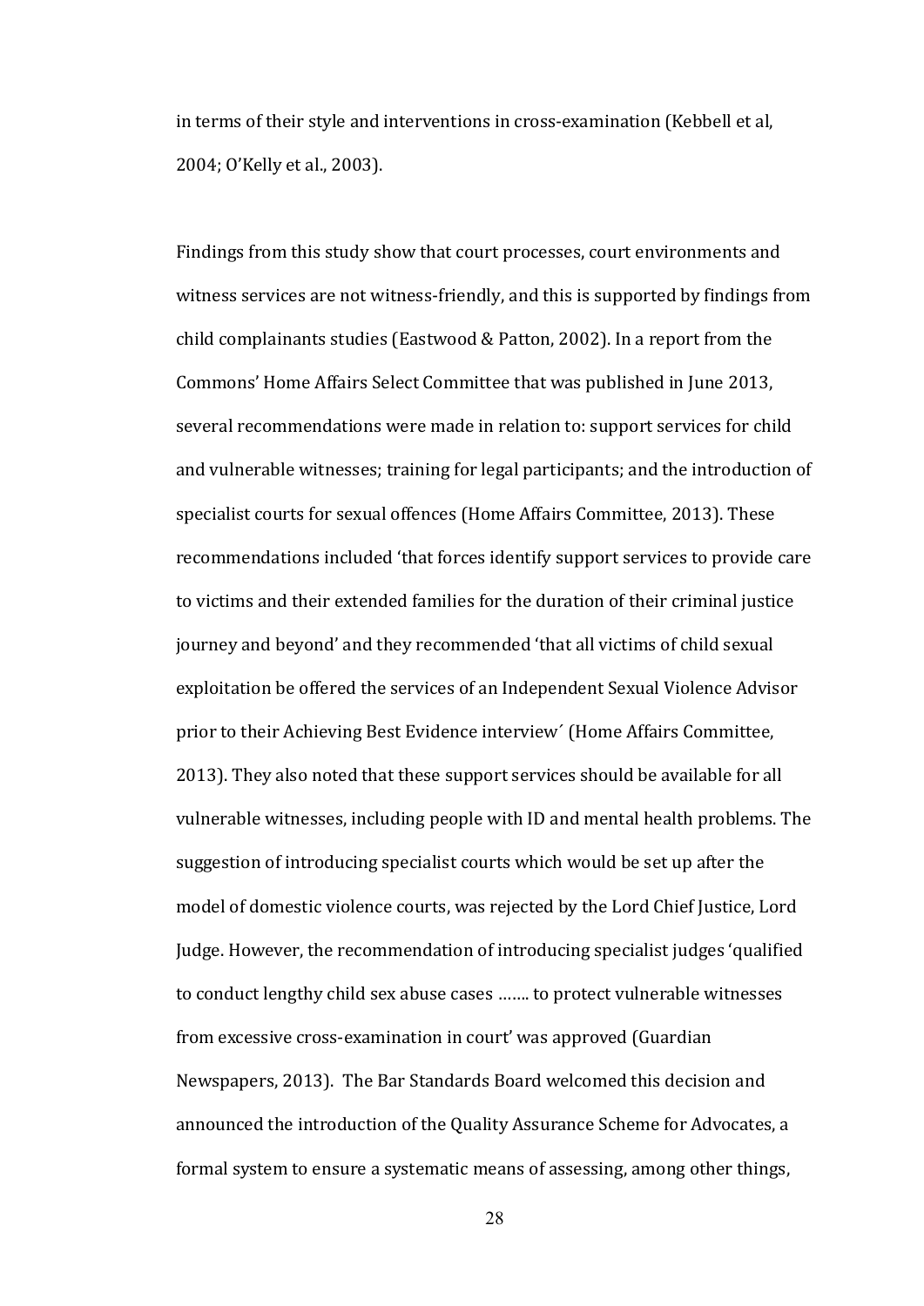in terms of their style and interventions in cross-examination (Kebbell et al, 2004; O'Kelly et al., 2003).

Findings from this study show that court processes, court environments and witness services are not witness-friendly, and this is supported by findings from child complainants studies (Eastwood & Patton, 2002). In a report from the Commons' Home Affairs Select Committee that was published in June 2013, several recommendations were made in relation to: support services for child and vulnerable witnesses; training for legal participants; and the introduction of specialist courts for sexual offences (Home Affairs Committee, 2013). These recommendations included 'that forces identify support services to provide care to victims and their extended families for the duration of their criminal justice journey and beyond' and they recommended 'that all victims of child sexual exploitation be offered the services of an Independent Sexual Violence Advisor prior to their Achieving Best Evidence interview´ (Home Affairs Committee, 2013). They also noted that these support services should be available for all vulnerable witnesses, including people with ID and mental health problems. The suggestion of introducing specialist courts which would be set up after the model of domestic violence courts, was rejected by the Lord Chief Justice, Lord Judge. However, the recommendation of introducing specialist judges 'qualified to conduct lengthy child sex abuse cases ……. to protect vulnerable witnesses from excessive cross-examination in court' was approved (Guardian Newspapers, 2013). The Bar Standards Board welcomed this decision and announced the introduction of the Quality Assurance Scheme for Advocates, a formal system to ensure a systematic means of assessing, among other things,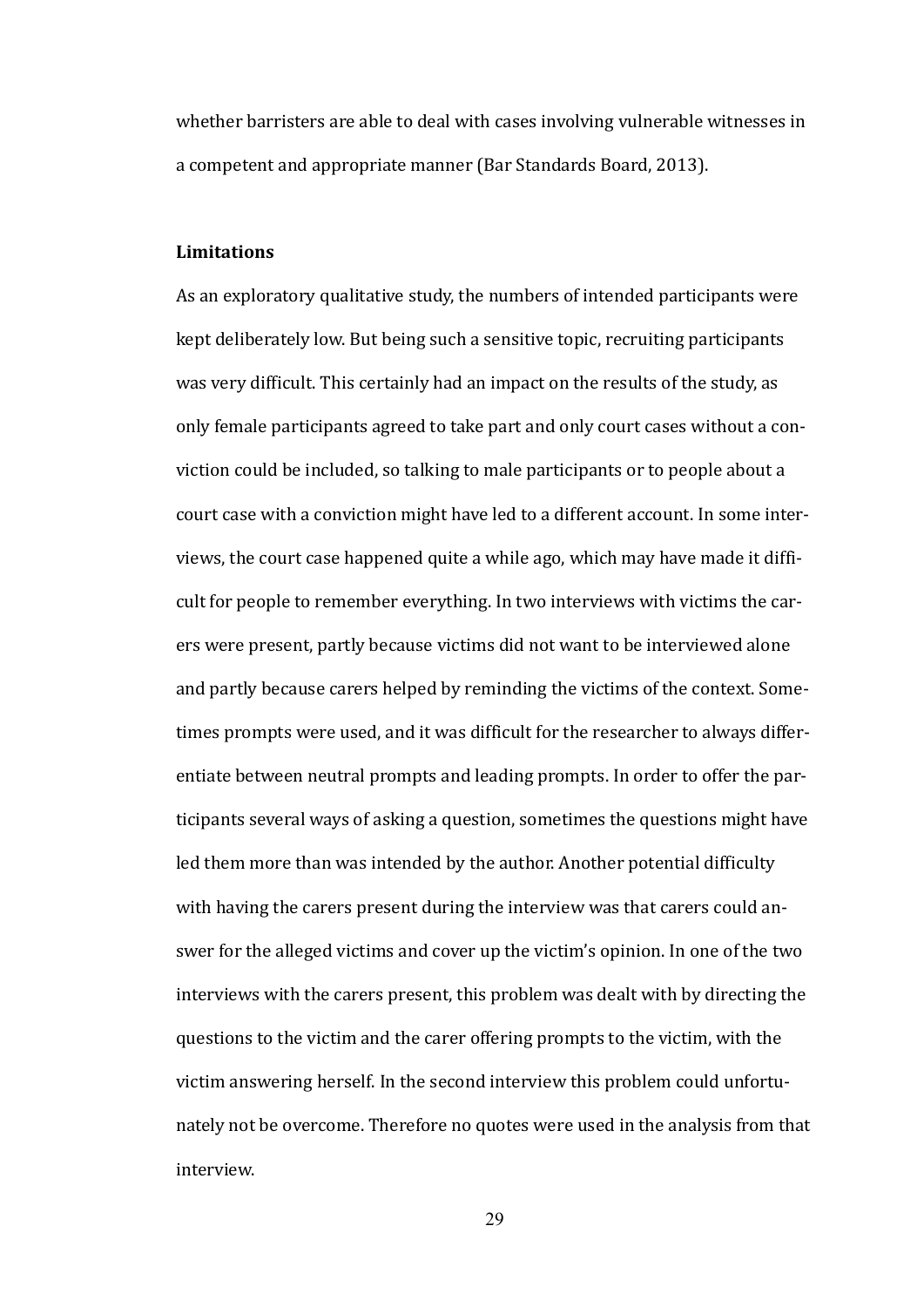whether barristers are able to deal with cases involving vulnerable witnesses in a competent and appropriate manner (Bar Standards Board, 2013).

**Limitations**

As an exploratory qualitative study, the numbers of intended participants were kept deliberately low. But being such a sensitive topic, recruiting participants was very difficult. This certainly had an impact on the results of the study, as only female participants agreed to take part and only court cases without a conviction could be included, so talking to male participants or to people about a court case with a conviction might have led to a different account. In some interviews, the court case happened quite a while ago, which may have made it difficult for people to remember everything. In two interviews with victims the carers were present, partly because victims did not want to be interviewed alone and partly because carers helped by reminding the victims of the context. Sometimes prompts were used, and it was difficult for the researcher to always differentiate between neutral prompts and leading prompts. In order to offer the participants several ways of asking a question, sometimes the questions might have led them more than was intended by the author. Another potential difficulty with having the carers present during the interview was that carers could answer for the alleged victims and cover up the victim's opinion. In one of the two interviews with the carers present, this problem was dealt with by directing the questions to the victim and the carer offering prompts to the victim, with the victim answering herself. In the second interview this problem could unfortunately not be overcome. Therefore no quotes were used in the analysis from that interview.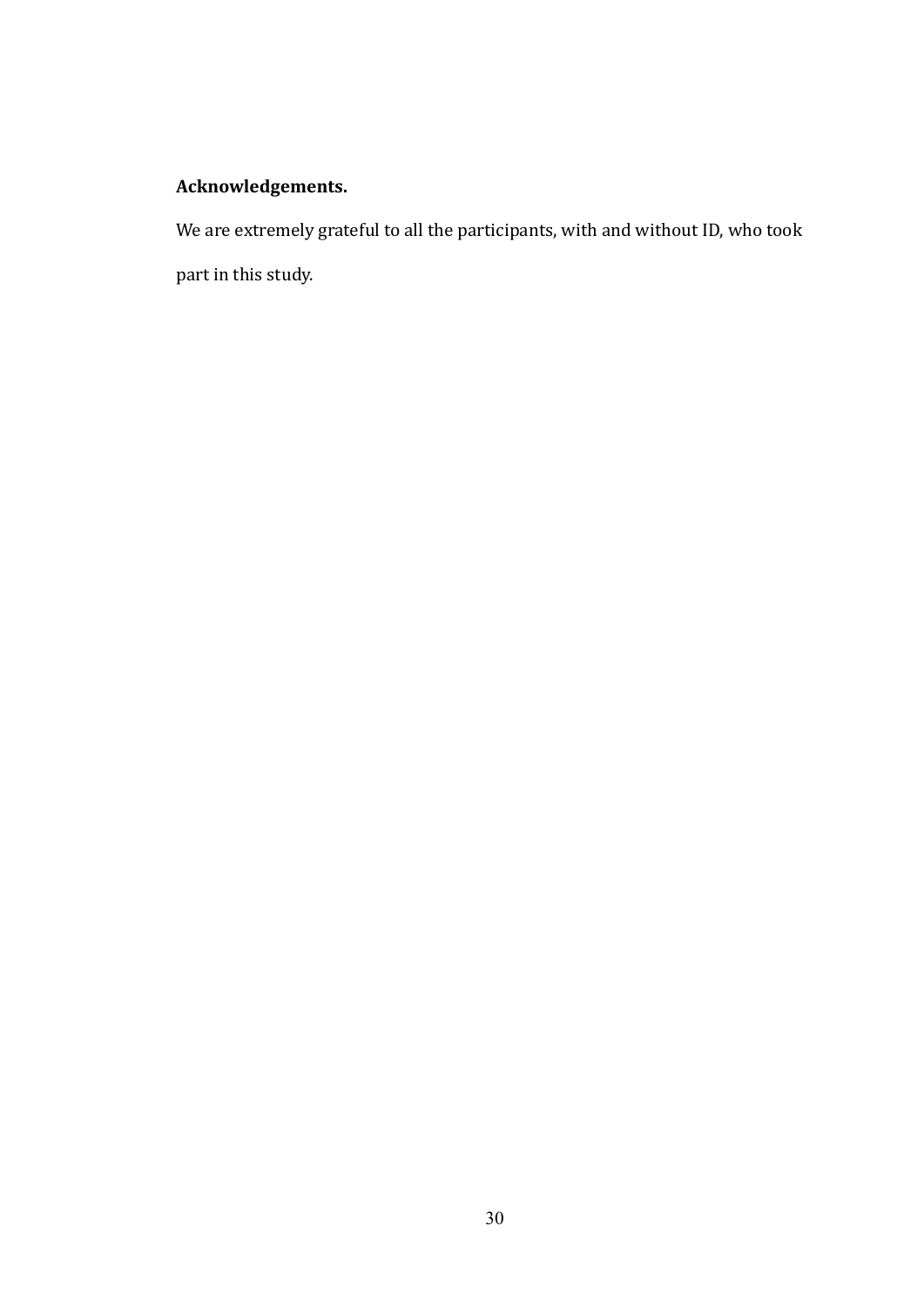**Acknowledgements.**

We are extremely grateful to all the participants, with and without ID, who took part in this study.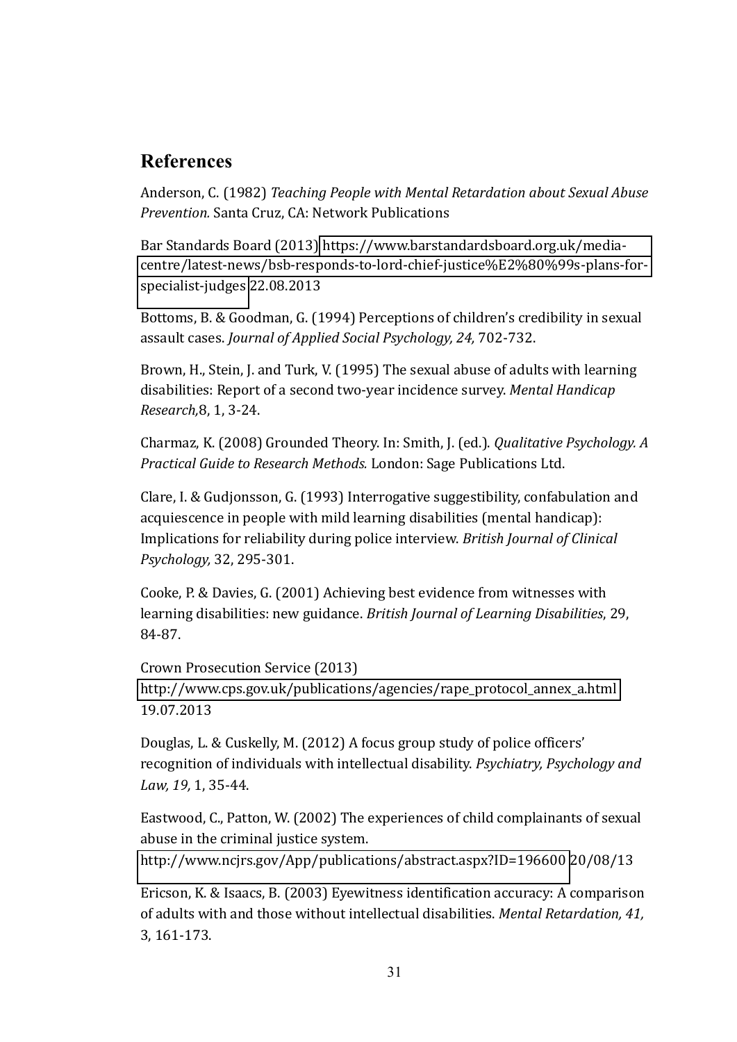## References

Anderson, C. (1982) *Teaching People with Mental Retardation about Sexual Abuse Prevention.* Santa Cruz, CA: Network Publications

Bar Standards Board (2013) https://www.barstandardsboard.org.uk/media-centre/latest-news/bsb-responds-to-lord-chief-justice%E2%80%99s-plans-for-specialist-judges 22.08.2013

Bottoms, B. & Goodman, G. (1994) Perceptions of children's credibility in sexual assault cases. *Journal of Applied Social Psychology, 24,* 702-732.

Brown, H., Stein, J. and Turk, V. (1995) The sexual abuse of adults with learning disabilities: Report of a second two-year incidence survey. *Mental Handicap Research,*8, 1, 3-24.

Charmaz, K. (2008) Grounded Theory. In: Smith, J. (ed.). *Qualitative Psychology. A Practical Guide to Research Methods.* London: Sage Publications Ltd.

Clare, I. & Gudjonsson, G. (1993) Interrogative suggestibility, confabulation and acquiescence in people with mild learning disabilities (mental handicap): Implications for reliability during police interview. *British Journal of Clinical Psychology,* 32, 295-301.

Cooke, P. & Davies, G. (2001) Achieving best evidence from witnesses with learning disabilities: new guidance. *British Journal of Learning Disabilities*, 29, 84-87.

Crown Prosecution Service (2013) http://www.cps.gov.uk/publications/agencies/rape_protocol_annex_a.html 19.07.2013

Douglas, L. & Cuskelly, M. (2012) A focus group study of police officers' recognition of individuals with intellectual disability. *Psychiatry, Psychology and Law, 19,* 1, 35-44.

Eastwood, C., Patton, W. (2002) The experiences of child complainants of sexual abuse in the criminal justice system. http://www.ncjrs.gov/App/publications/abstract.aspx?ID=196600 20/08/13

Ericson, K. & Isaacs, B. (2003) Eyewitness identification accuracy: A comparison of adults with and those without intellectual disabilities. *Mental Retardation, 41,* 3, 161-173.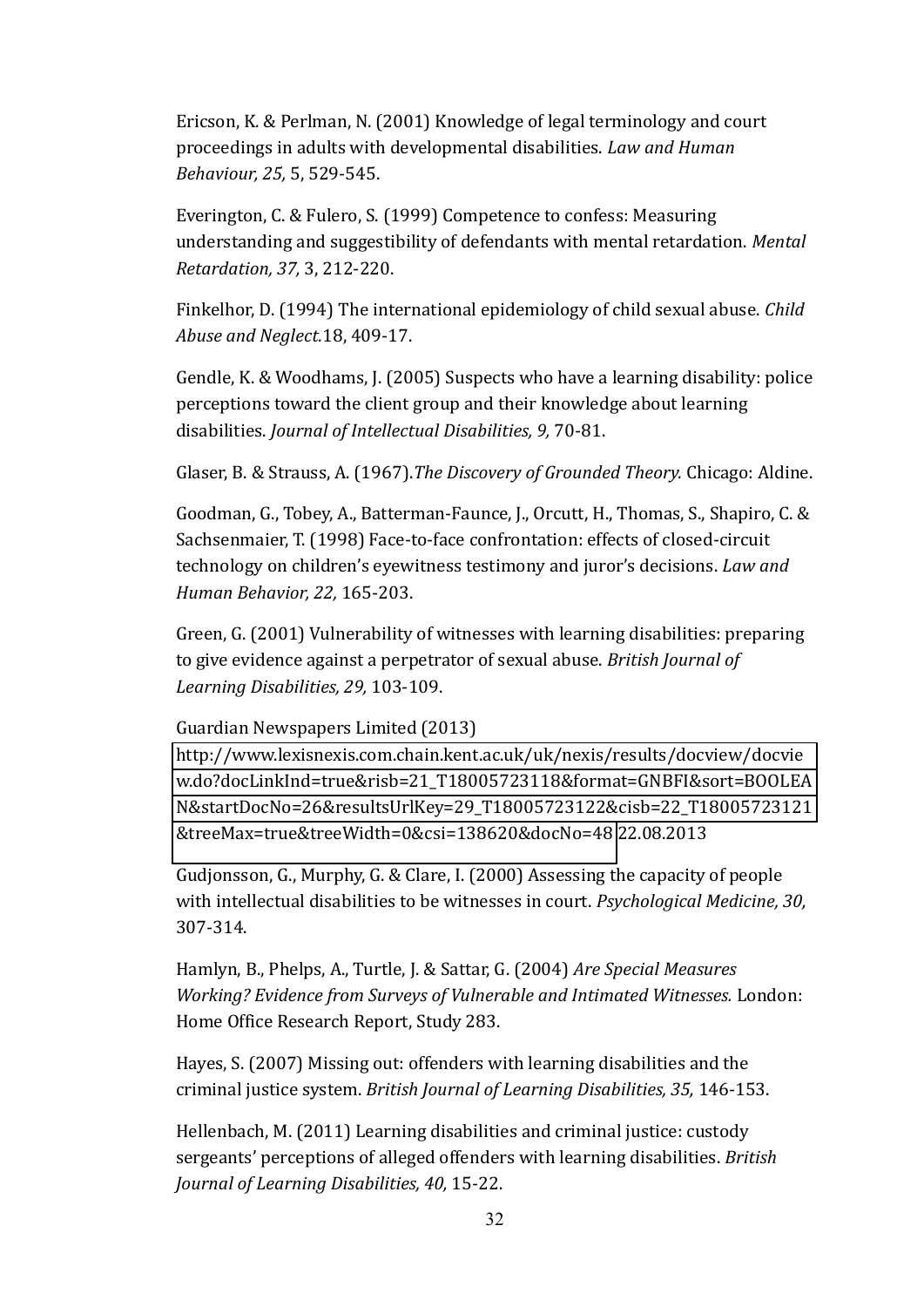Ericson, K. & Perlman, N. (2001) Knowledge of legal terminology and court proceedings in adults with developmental disabilities. *Law and Human Behaviour, 25,* 5, 529-545.

Everington, C. & Fulero, S. (1999) Competence to confess: Measuring understanding and suggestibility of defendants with mental retardation. *Mental Retardation, 37,* 3, 212-220.

Finkelhor, D. (1994) The international epidemiology of child sexual abuse. *Child Abuse and Neglect.*18, 409-17.

Gendle, K. & Woodhams, J. (2005) Suspects who have a learning disability: police perceptions toward the client group and their knowledge about learning disabilities. *Journal of Intellectual Disabilities, 9,* 70-81.

Glaser, B. & Strauss, A. (1967).*The Discovery of Grounded Theory.* Chicago: Aldine.

Goodman, G., Tobey, A., Batterman-Faunce, J., Orcutt, H., Thomas, S., Shapiro, C. & Sachsenmaier, T. (1998) Face-to-face confrontation: effects of closed-circuit technology on children's eyewitness testimony and juror's decisions. *Law and Human Behavior, 22,* 165-203.

Green, G. (2001) Vulnerability of witnesses with learning disabilities: preparing to give evidence against a perpetrator of sexual abuse. *British Journal of Learning Disabilities, 29,* 103-109.

Guardian Newspapers Limited (2013) http://www.lexisnexis.com.chain.kent.ac.uk/uk/nexis/results/docview/docview.do?docLinkInd=true&risb=21_T18005723118&format=GNBFI&sort=BOOLEAN&startDocNo=26&resultsUrlKey=29_T18005723122&cisb=22_T18005723121&treeMax=true&treeWidth=0&csi=138620&docNo=48 22.08.2013

Gudjonsson, G., Murphy, G. & Clare, I. (2000) Assessing the capacity of people with intellectual disabilities to be witnesses in court. *Psychological Medicine, 30,* 307-314.

Hamlyn, B., Phelps, A., Turtle, J. & Sattar, G. (2004) *Are Special Measures Working? Evidence from Surveys of Vulnerable and Intimated Witnesses.* London: Home Office Research Report, Study 283.

Hayes, S. (2007) Missing out: offenders with learning disabilities and the criminal justice system. *British Journal of Learning Disabilities, 35,* 146-153.

Hellenbach, M. (2011) Learning disabilities and criminal justice: custody sergeants' perceptions of alleged offenders with learning disabilities. *British Journal of Learning Disabilities, 40,* 15-22.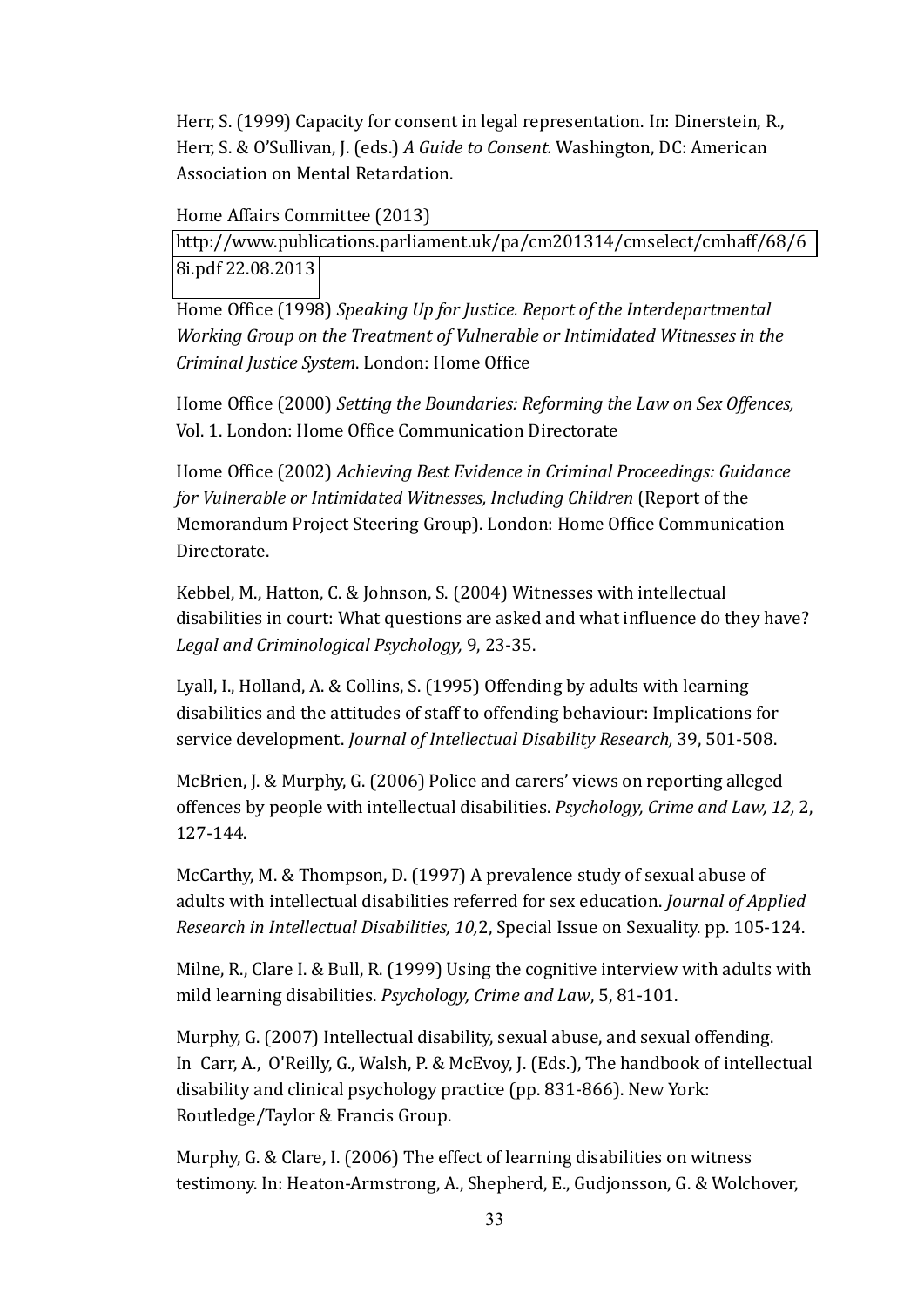Herr, S. (1999) Capacity for consent in legal representation. In: Dinerstein, R., Herr, S. & O'Sullivan, J. (eds.) *A Guide to Consent.* Washington, DC: American Association on Mental Retardation.

Home Affairs Committee (2013) http://www.publications.parliament.uk/pa/cm201314/cmselect/cmhaff/68/68i.pdf 22.08.2013

Home Office (1998) *Speaking Up for Justice. Report of the Interdepartmental Working Group on the Treatment of Vulnerable or Intimidated Witnesses in the Criminal Justice System*. London: Home Office

Home Office (2000) *Setting the Boundaries: Reforming the Law on Sex Offences,* Vol. 1. London: Home Office Communication Directorate

Home Office (2002) *Achieving Best Evidence in Criminal Proceedings: Guidance for Vulnerable or Intimidated Witnesses, Including Children* (Report of the Memorandum Project Steering Group). London: Home Office Communication Directorate.

Kebbel, M., Hatton, C. & Johnson, S. (2004) Witnesses with intellectual disabilities in court: What questions are asked and what influence do they have? *Legal and Criminological Psychology,* 9, 23-35.

Lyall, I., Holland, A. & Collins, S. (1995) Offending by adults with learning disabilities and the attitudes of staff to offending behaviour: Implications for service development. *Journal of Intellectual Disability Research,* 39, 501-508.

McBrien, J. & Murphy, G. (2006) Police and carers' views on reporting alleged offences by people with intellectual disabilities. *Psychology, Crime and Law, 12,* 2, 127-144.

McCarthy, M. & Thompson, D. (1997) A prevalence study of sexual abuse of adults with intellectual disabilities referred for sex education. *Journal of Applied Research in Intellectual Disabilities, 10,*2, Special Issue on Sexuality. pp. 105-124.

Milne, R., Clare I. & Bull, R. (1999) Using the cognitive interview with adults with mild learning disabilities. *Psychology, Crime and Law*, 5, 81-101.

Murphy, G. (2007) Intellectual disability, sexual abuse, and sexual offending. In Carr, A., O'Reilly, G., Walsh, P. & McEvoy, J. (Eds.), The handbook of intellectual disability and clinical psychology practice (pp. 831-866). New York: Routledge/Taylor & Francis Group.

Murphy, G. & Clare, I. (2006) The effect of learning disabilities on witness testimony. In: Heaton-Armstrong, A., Shepherd, E., Gudjonsson, G. & Wolchover,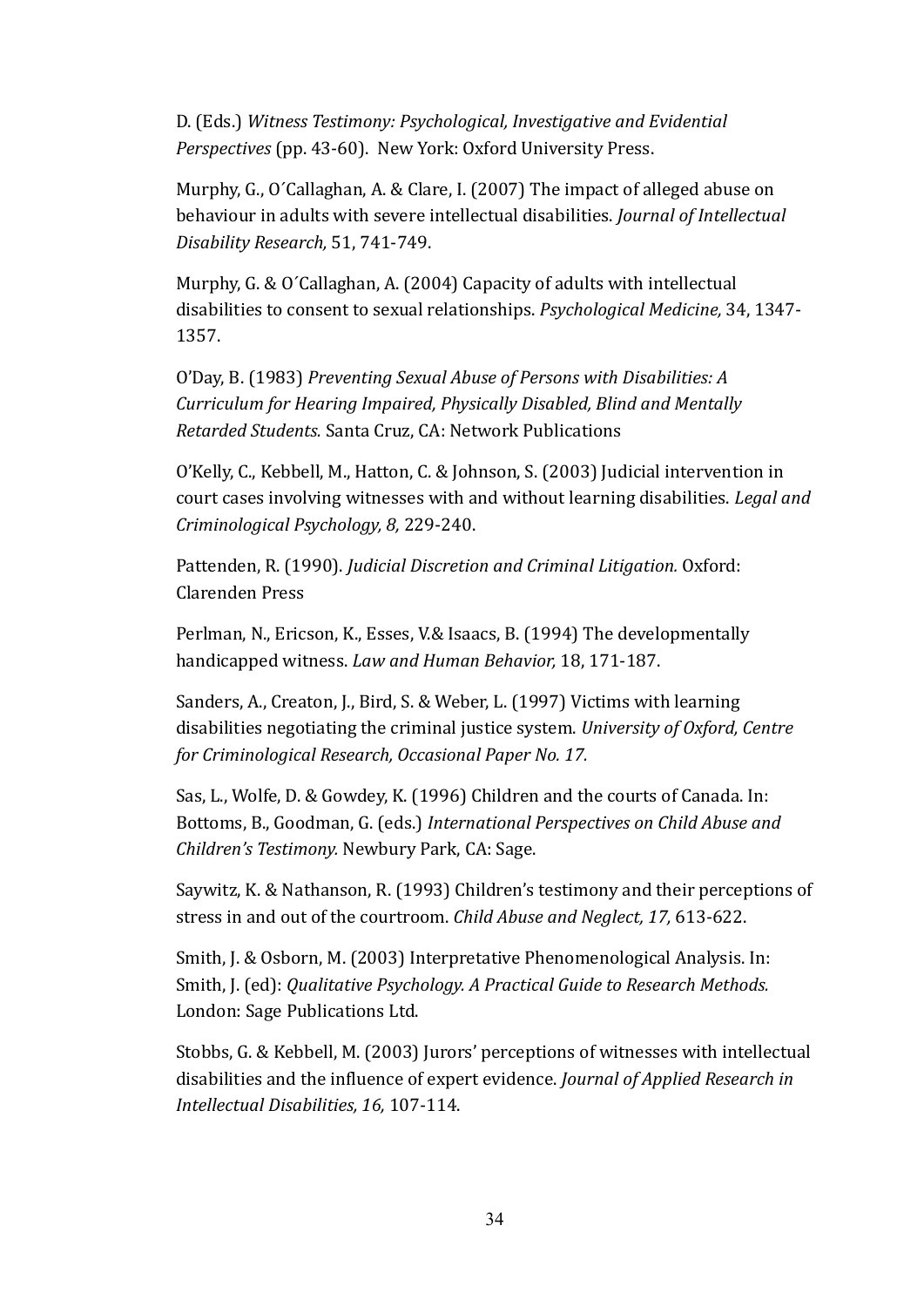D. (Eds.) *Witness Testimony: Psychological, Investigative and Evidential Perspectives* (pp. 43-60). New York: Oxford University Press.

Murphy, G., O´Callaghan, A. & Clare, I. (2007) The impact of alleged abuse on behaviour in adults with severe intellectual disabilities. *Journal of Intellectual Disability Research,* 51, 741-749.

Murphy, G. & O´Callaghan, A. (2004) Capacity of adults with intellectual disabilities to consent to sexual relationships. *Psychological Medicine,* 34, 1347-1357.

O'Day, B. (1983) *Preventing Sexual Abuse of Persons with Disabilities: A Curriculum for Hearing Impaired, Physically Disabled, Blind and Mentally Retarded Students.* Santa Cruz, CA: Network Publications

O'Kelly, C., Kebbell, M., Hatton, C. & Johnson, S. (2003) Judicial intervention in court cases involving witnesses with and without learning disabilities. *Legal and Criminological Psychology, 8,* 229-240.

Pattenden, R. (1990). *Judicial Discretion and Criminal Litigation.* Oxford: Clarenden Press

Perlman, N., Ericson, K., Esses, V.& Isaacs, B. (1994) The developmentally handicapped witness. *Law and Human Behavior,* 18, 171-187.

Sanders, A., Creaton, J., Bird, S. & Weber, L. (1997) Victims with learning disabilities negotiating the criminal justice system. *University of Oxford, Centre for Criminological Research, Occasional Paper No. 17.*

Sas, L., Wolfe, D. & Gowdey, K. (1996) Children and the courts of Canada. In: Bottoms, B., Goodman, G. (eds.) *International Perspectives on Child Abuse and Children's Testimony.* Newbury Park, CA: Sage.

Saywitz, K. & Nathanson, R. (1993) Children's testimony and their perceptions of stress in and out of the courtroom. *Child Abuse and Neglect, 17,* 613-622.

Smith, J. & Osborn, M. (2003) Interpretative Phenomenological Analysis. In: Smith, J. (ed): *Qualitative Psychology. A Practical Guide to Research Methods.* London: Sage Publications Ltd.

Stobbs, G. & Kebbell, M. (2003) Jurors' perceptions of witnesses with intellectual disabilities and the influence of expert evidence. *Journal of Applied Research in Intellectual Disabilities, 16,* 107-114.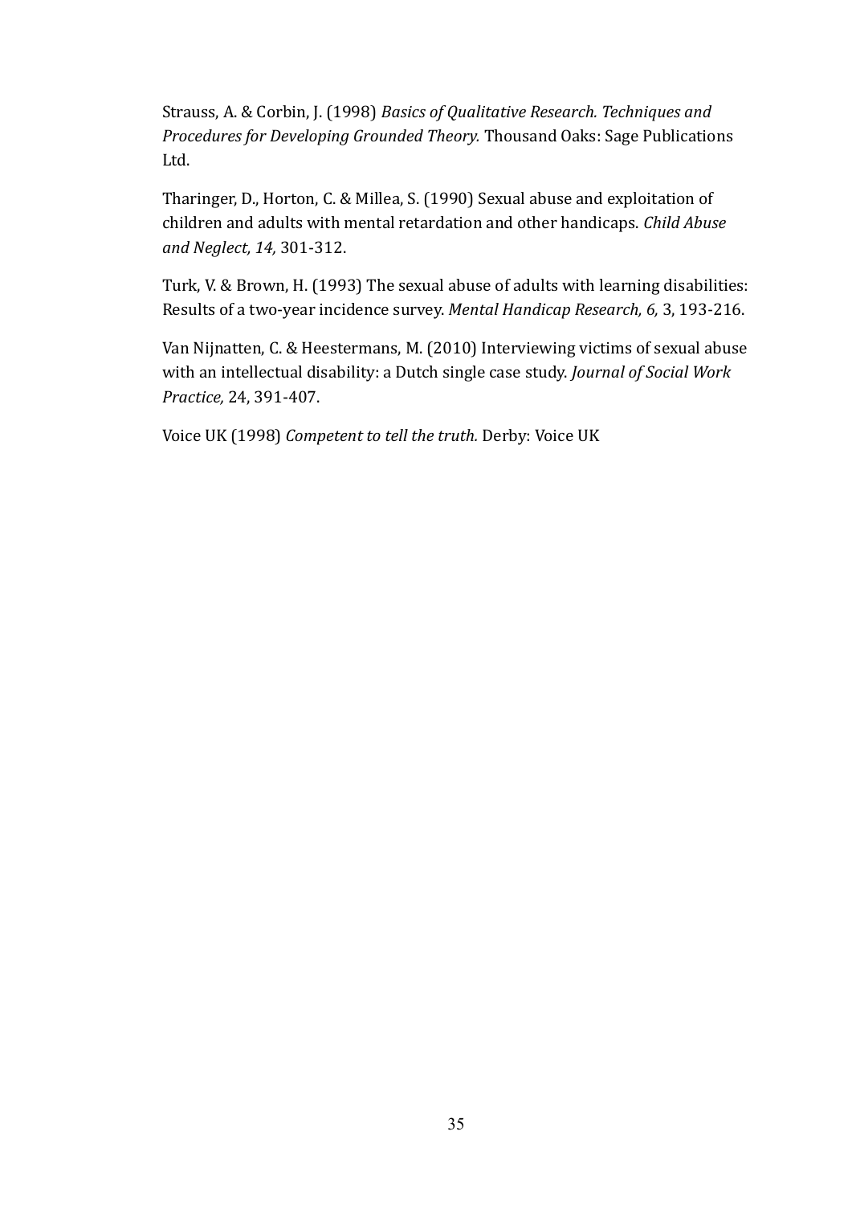Strauss, A. & Corbin, J. (1998) *Basics of Qualitative Research. Techniques and Procedures for Developing Grounded Theory.* Thousand Oaks: Sage Publications Ltd.

Tharinger, D., Horton, C. & Millea, S. (1990) Sexual abuse and exploitation of children and adults with mental retardation and other handicaps. *Child Abuse and Neglect, 14,* 301-312.

Turk, V. & Brown, H. (1993) The sexual abuse of adults with learning disabilities: Results of a two-year incidence survey. *Mental Handicap Research, 6,* 3, 193-216.

Van Nijnatten, C. & Heestermans, M. (2010) Interviewing victims of sexual abuse with an intellectual disability: a Dutch single case study. *Journal of Social Work Practice,* 24, 391-407.

Voice UK (1998) *Competent to tell the truth.* Derby: Voice UK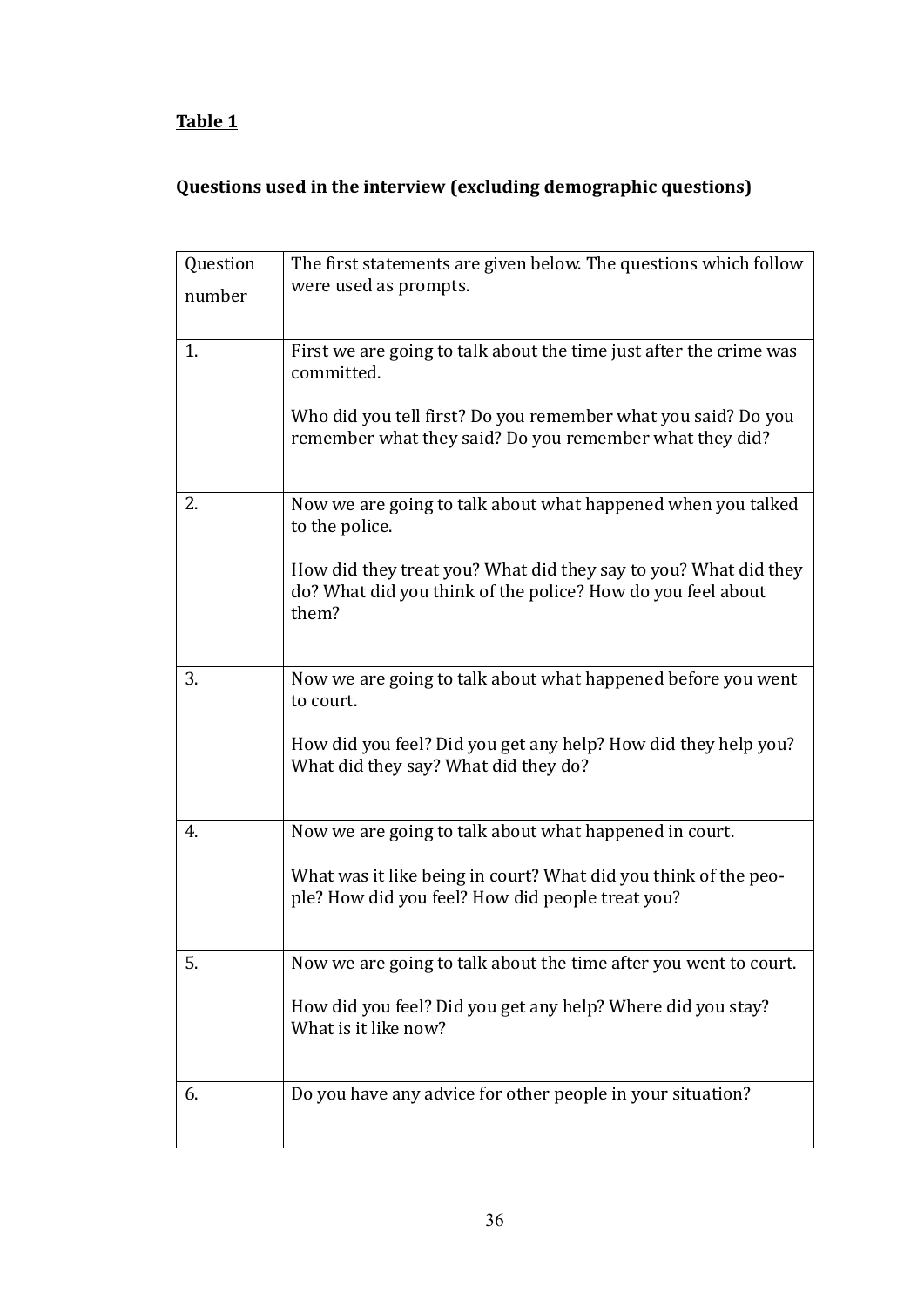**Table 1**

**Questions used in the interview (excluding demographic questions)**

| Question number | The first statements are given below. The questions which follow were used as prompts. |
|---|---|
| 1. | First we are going to talk about the time just after the crime was committed.<br><br>Who did you tell first? Do you remember what you said? Do you remember what they said? Do you remember what they did? |
| 2. | Now we are going to talk about what happened when you talked to the police.<br><br>How did they treat you? What did they say to you? What did they do? What did you think of the police? How do you feel about them? |
| 3. | Now we are going to talk about what happened before you went to court.<br><br>How did you feel? Did you get any help? How did they help you? What did they say? What did they do? |
| 4. | Now we are going to talk about what happened in court.<br><br>What was it like being in court? What did you think of the people? How did you feel? How did people treat you? |
| 5. | Now we are going to talk about the time after you went to court.<br><br>How did you feel? Did you get any help? Where did you stay? What is it like now? |
| 6. | Do you have any advice for other people in your situation? |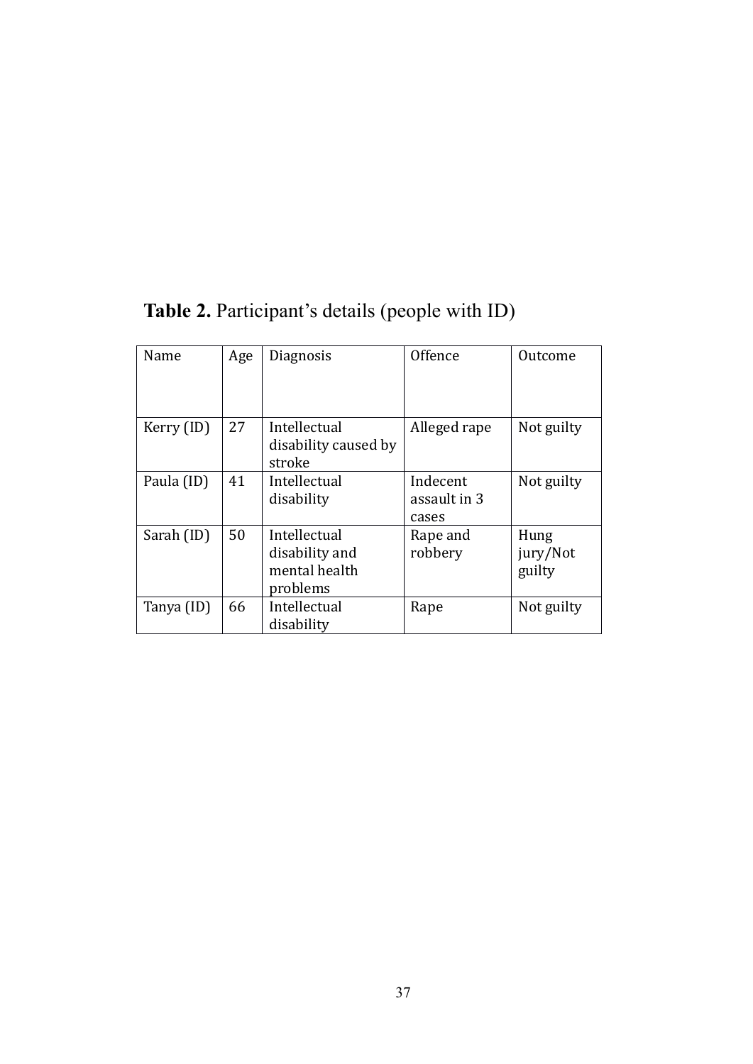**Table 2.** Participant's details (people with ID)

| Name | Age | Diagnosis | Offence | Outcome |
|---|---|---|---|---|
| Kerry (ID) | 27 | Intellectual disability caused by stroke | Alleged rape | Not guilty |
| Paula (ID) | 41 | Intellectual disability | Indecent assault in 3 cases | Not guilty |
| Sarah (ID) | 50 | Intellectual disability and mental health problems | Rape and robbery | Hung jury/Not guilty |
| Tanya (ID) | 66 | Intellectual disability | Rape | Not guilty |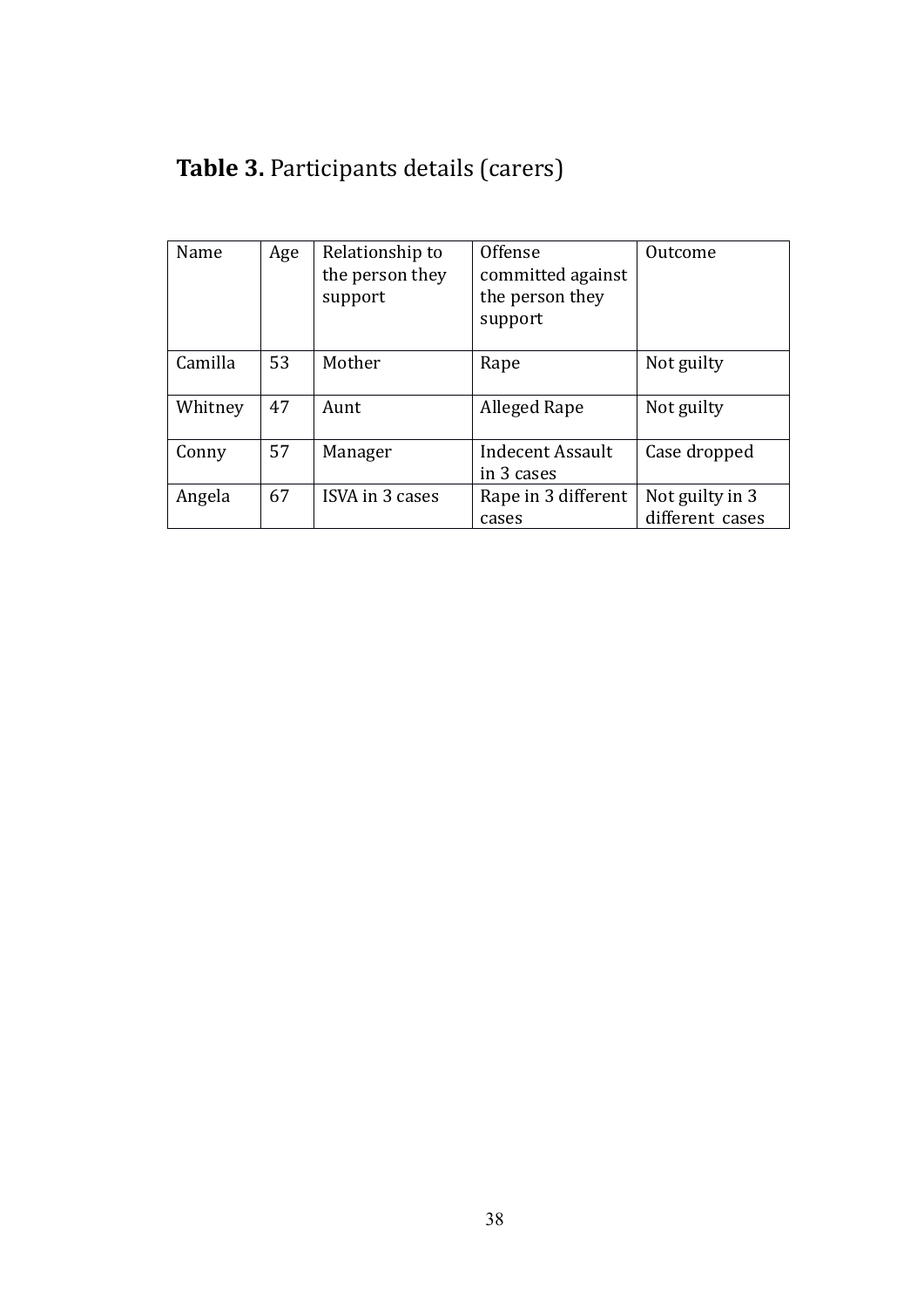**Table 3.** Participants details (carers)

| Name | Age | Relationship to the person they support | Offense committed against the person they support | Outcome |
|---|---|---|---|---|
| Camilla | 53 | Mother | Rape | Not guilty |
| Whitney | 47 | Aunt | Alleged Rape | Not guilty |
| Conny | 57 | Manager | Indecent Assault in 3 cases | Case dropped |
| Angela | 67 | ISVA in 3 cases | Rape in 3 different cases | Not guilty in 3 different cases |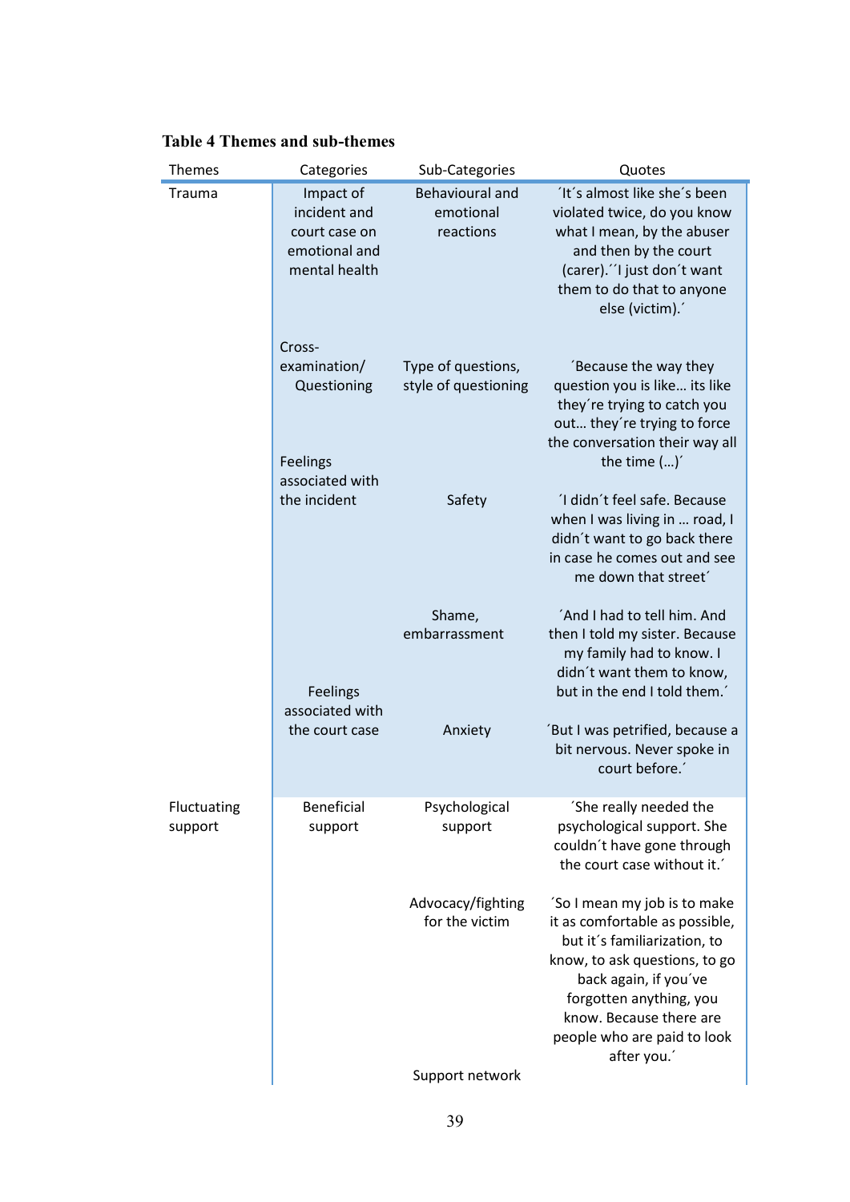**Table 4 Themes and sub-themes**

| Themes | Categories | Sub-Categories | Quotes |
|---|---|---|---|
| Trauma | Impact of incident and court case on emotional and mental health | Behavioural and emotional reactions | ´It´s almost like she´s been violated twice, do you know what I mean, by the abuser and then by the court (carer).´´I just don´t want them to do that to anyone else (victim).´ |
| | Cross-examination/ Questioning | Type of questions, style of questioning | ´Because the way they question you is like… its like they´re trying to catch you out… they´re trying to force the conversation their way all the time (…)´ |
| | Feelings associated with the incident | Safety | ´I didn´t feel safe. Because when I was living in … road, I didn´t want to go back there in case he comes out and see me down that street´ |
| | | Shame, embarrassment | ´And I had to tell him. And then I told my sister. Because my family had to know. I didn´t want them to know, but in the end I told them.´ |
| | Feelings associated with the court case | Anxiety | ´But I was petrified, because a bit nervous. Never spoke in court before.´ |
| Fluctuating support | Beneficial support | Psychological support | ´She really needed the psychological support. She couldn´t have gone through the court case without it.´ |
| | | Advocacy/fighting for the victim | ´So I mean my job is to make it as comfortable as possible, but it´s familiarization, to know, to ask questions, to go back again, if you´ve forgotten anything, you know. Because there are people who are paid to look after you.´ |
| | | Support network | |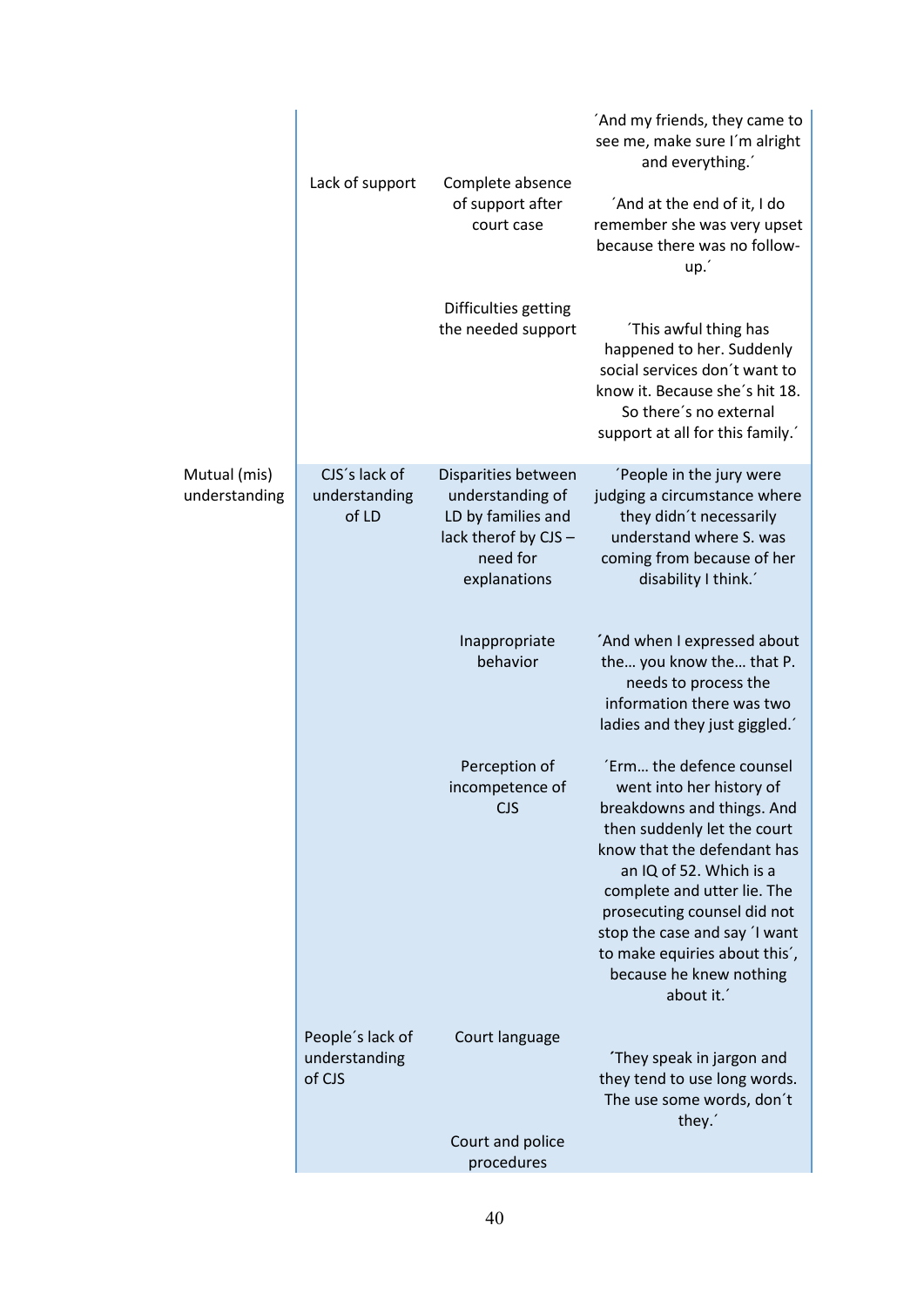| | | | |
|---|---|---|---|
| | Lack of support | Complete absence of support after court case | ´And my friends, they came to see me, make sure I´m alright and everything.´ ´And at the end of it, I do remember she was very upset because there was no follow-up.´ |
| | | Difficulties getting the needed support | ´This awful thing has happened to her. Suddenly social services don´t want to know it. Because she´s hit 18. So there´s no external support at all for this family.´ |
| Mutual (mis) understanding | CJS´s lack of understanding of LD | Disparities between understanding of LD by families and lack therof by CJS – need for explanations | ´People in the jury were judging a circumstance where they didn´t necessarily understand where S. was coming from because of her disability I think.´ |
| | | Inappropriate behavior | ´And when I expressed about the… you know the… that P. needs to process the information there was two ladies and they just giggled.´ |
| | | Perception of incompetence of CJS | ´Erm… the defence counsel went into her history of breakdowns and things. And then suddenly let the court know that the defendant has an IQ of 52. Which is a complete and utter lie. The prosecuting counsel did not stop the case and say ´I want to make equiries about this´, because he knew nothing about it.´ |
| | People´s lack of understanding of CJS | Court language | ´They speak in jargon and they tend to use long words. The use some words, don´t they.´ |
| | | Court and police procedures | |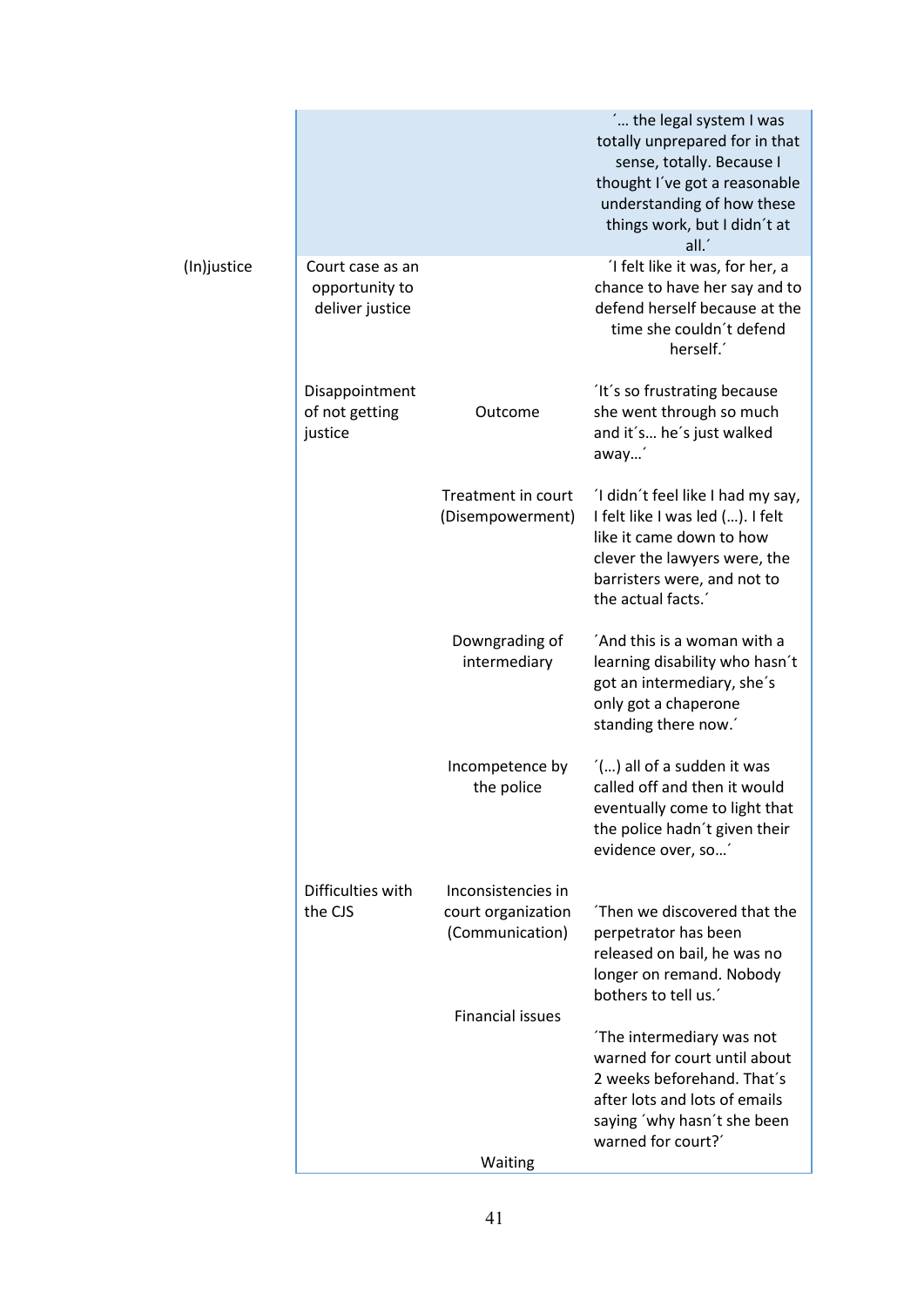| | | | |
|---|---|---|---|
| | | | ´… the legal system I was totally unprepared for in that sense, totally. Because I thought I´ve got a reasonable understanding of how these things work, but I didn´t at all.´ |
| (In)justice | Court case as an opportunity to deliver justice | | ´I felt like it was, for her, a chance to have her say and to defend herself because at the time she couldn´t defend herself.´ |
| | Disappointment of not getting justice | Outcome | ´It´s so frustrating because she went through so much and it´s… he´s just walked away…´ |
| | | Treatment in court (Disempowerment) | ´I didn´t feel like I had my say, I felt like I was led (…). I felt like it came down to how clever the lawyers were, the barristers were, and not to the actual facts.´ |
| | | Downgrading of intermediary | ´And this is a woman with a learning disability who hasn´t got an intermediary, she´s only got a chaperone standing there now.´ |
| | | Incompetence by the police | ´(…) all of a sudden it was called off and then it would eventually come to light that the police hadn´t given their evidence over, so…´ |
| | Difficulties with the CJS | Inconsistencies in court organization (Communication) | ´Then we discovered that the perpetrator has been released on bail, he was no longer on remand. Nobody bothers to tell us.´ |
| | | Financial issues | ´The intermediary was not warned for court until about 2 weeks beforehand. That´s after lots and lots of emails saying ´why hasn´t she been warned for court?´ |
| | | Waiting | |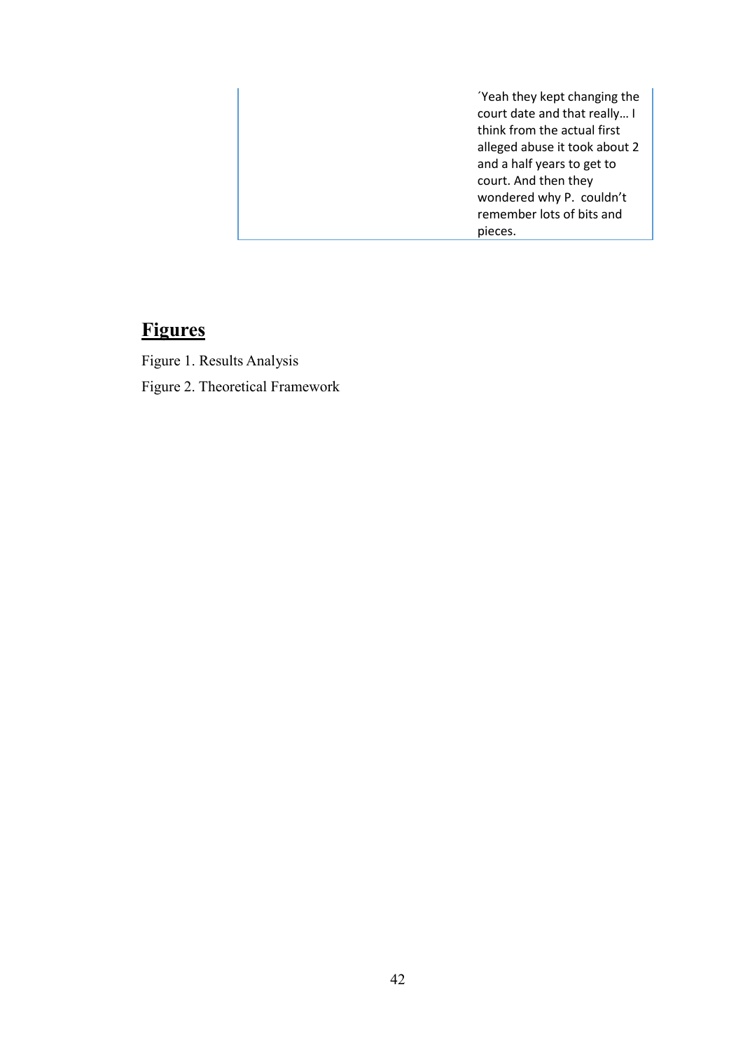| | |
|---|---|
| | ´Yeah they kept changing the court date and that really… I think from the actual first alleged abuse it took about 2 and a half years to get to court. And then they wondered why P.  couldn't remember lots of bits and pieces. |

## **Figures**

Figure 1. Results Analysis

Figure 2. Theoretical Framework